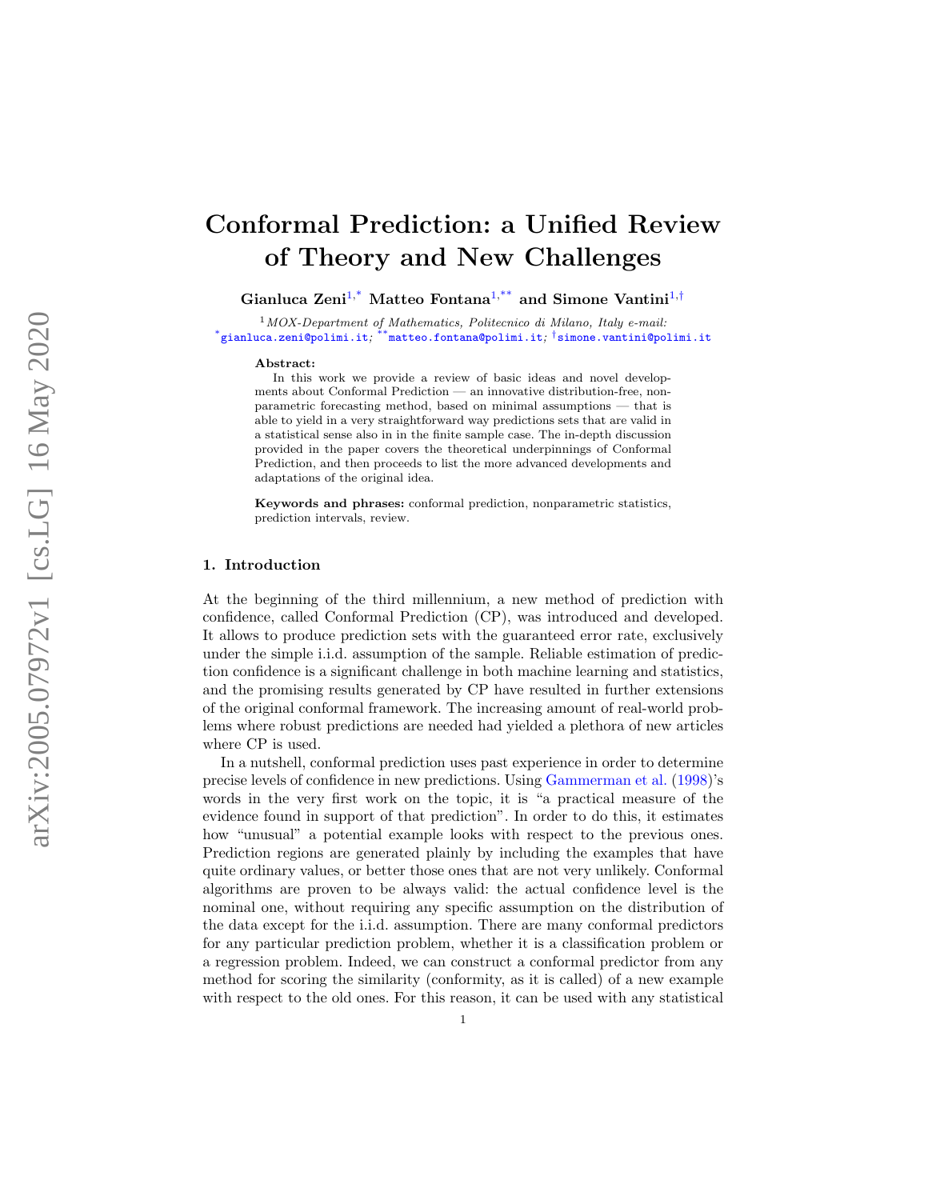# Conformal Prediction: a Unified Review of Theory and New Challenges

**Gianluca Zeni**[1,*] **Matteo Fontana**[1,**] **and Simone Vantini**[1,†]

[1] *MOX-Department of Mathematics, Politecnico di Milano, Italy e-mail:* [*] gianluca.zeni@polimi.it; [**] matteo.fontana@polimi.it; [†] simone.vantini@polimi.it

**Abstract:**

In this work we provide a review of basic ideas and novel developments about Conformal Prediction — an innovative distribution-free, nonparametric forecasting method, based on minimal assumptions — that is able to yield in a very straightforward way predictions sets that are valid in a statistical sense also in in the finite sample case. The in-depth discussion provided in the paper covers the theoretical underpinnings of Conformal Prediction, and then proceeds to list the more advanced developments and adaptations of the original idea.

**Keywords and phrases:** conformal prediction, nonparametric statistics, prediction intervals, review.

## 1. Introduction

At the beginning of the third millennium, a new method of prediction with confidence, called Conformal Prediction (CP), was introduced and developed. It allows to produce prediction sets with the guaranteed error rate, exclusively under the simple i.i.d. assumption of the sample. Reliable estimation of prediction confidence is a significant challenge in both machine learning and statistics, and the promising results generated by CP have resulted in further extensions of the original conformal framework. The increasing amount of real-world problems where robust predictions are needed had yielded a plethora of new articles where CP is used.

In a nutshell, conformal prediction uses past experience in order to determine precise levels of confidence in new predictions. Using Gammerman et al. (1998)'s words in the very first work on the topic, it is "a practical measure of the evidence found in support of that prediction". In order to do this, it estimates how "unusual" a potential example looks with respect to the previous ones. Prediction regions are generated plainly by including the examples that have quite ordinary values, or better those ones that are not very unlikely. Conformal algorithms are proven to be always valid: the actual confidence level is the nominal one, without requiring any specific assumption on the distribution of the data except for the i.i.d. assumption. There are many conformal predictors for any particular prediction problem, whether it is a classification problem or a regression problem. Indeed, we can construct a conformal predictor from any method for scoring the similarity (conformity, as it is called) of a new example with respect to the old ones. For this reason, it can be used with any statistical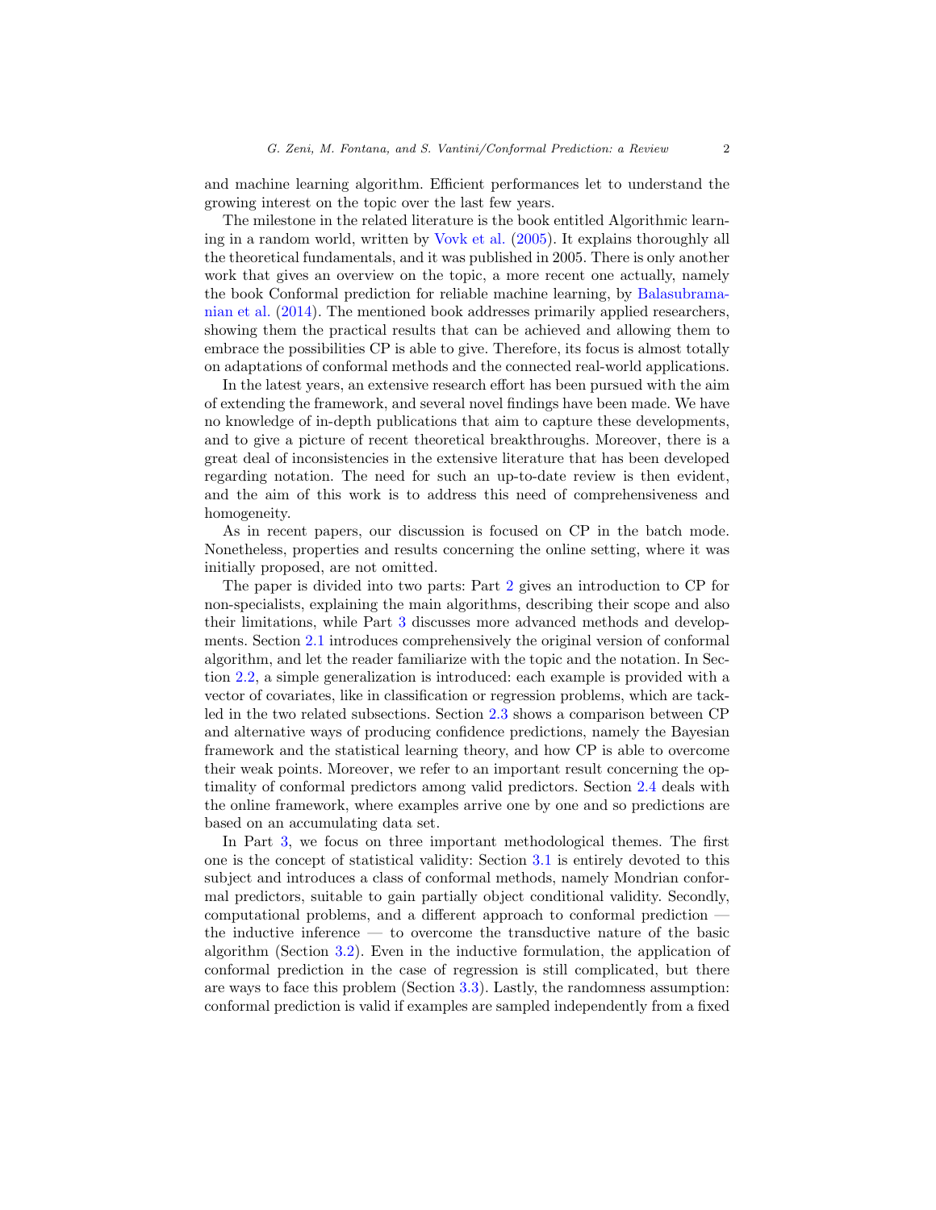and machine learning algorithm. Efficient performances let to understand the growing interest on the topic over the last few years.

The milestone in the related literature is the book entitled Algorithmic learning in a random world, written by Vovk et al. (2005). It explains thoroughly all the theoretical fundamentals, and it was published in 2005. There is only another work that gives an overview on the topic, a more recent one actually, namely the book Conformal prediction for reliable machine learning, by Balasubramanian et al. (2014). The mentioned book addresses primarily applied researchers, showing them the practical results that can be achieved and allowing them to embrace the possibilities CP is able to give. Therefore, its focus is almost totally on adaptations of conformal methods and the connected real-world applications.

In the latest years, an extensive research effort has been pursued with the aim of extending the framework, and several novel findings have been made. We have no knowledge of in-depth publications that aim to capture these developments, and to give a picture of recent theoretical breakthroughs. Moreover, there is a great deal of inconsistencies in the extensive literature that has been developed regarding notation. The need for such an up-to-date review is then evident, and the aim of this work is to address this need of comprehensiveness and homogeneity.

As in recent papers, our discussion is focused on CP in the batch mode. Nonetheless, properties and results concerning the online setting, where it was initially proposed, are not omitted.

The paper is divided into two parts: Part 2 gives an introduction to CP for non-specialists, explaining the main algorithms, describing their scope and also their limitations, while Part 3 discusses more advanced methods and developments. Section 2.1 introduces comprehensively the original version of conformal algorithm, and let the reader familiarize with the topic and the notation. In Section 2.2, a simple generalization is introduced: each example is provided with a vector of covariates, like in classification or regression problems, which are tackled in the two related subsections. Section 2.3 shows a comparison between CP and alternative ways of producing confidence predictions, namely the Bayesian framework and the statistical learning theory, and how CP is able to overcome their weak points. Moreover, we refer to an important result concerning the optimality of conformal predictors among valid predictors. Section 2.4 deals with the online framework, where examples arrive one by one and so predictions are based on an accumulating data set.

In Part 3, we focus on three important methodological themes. The first one is the concept of statistical validity: Section 3.1 is entirely devoted to this subject and introduces a class of conformal methods, namely Mondrian conformal predictors, suitable to gain partially object conditional validity. Secondly, computational problems, and a different approach to conformal prediction — the inductive inference — to overcome the transductive nature of the basic algorithm (Section 3.2). Even in the inductive formulation, the application of conformal prediction in the case of regression is still complicated, but there are ways to face this problem (Section 3.3). Lastly, the randomness assumption: conformal prediction is valid if examples are sampled independently from a fixed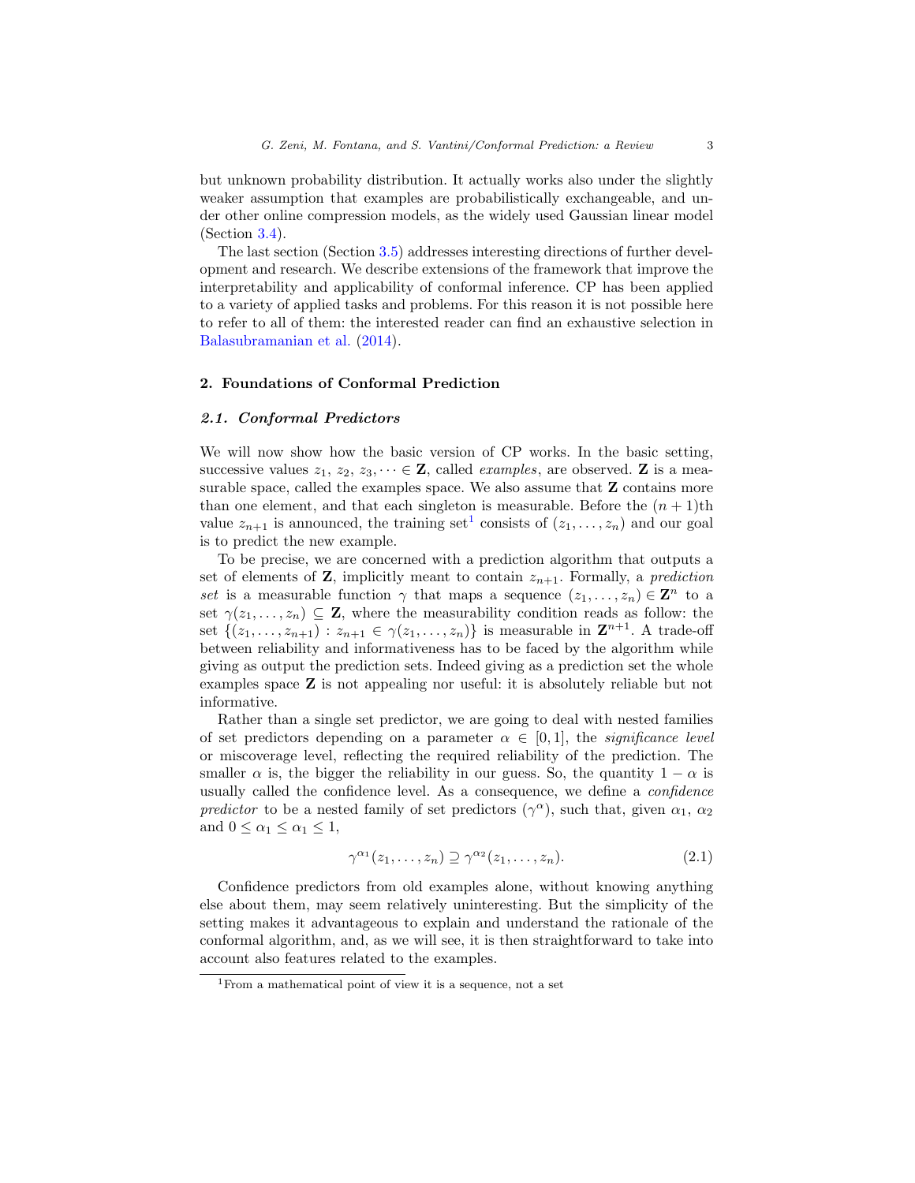but unknown probability distribution. It actually works also under the slightly weaker assumption that examples are probabilistically exchangeable, and under other online compression models, as the widely used Gaussian linear model (Section 3.4).

The last section (Section 3.5) addresses interesting directions of further development and research. We describe extensions of the framework that improve the interpretability and applicability of conformal inference. CP has been applied to a variety of applied tasks and problems. For this reason it is not possible here to refer to all of them: the interested reader can find an exhaustive selection in Balasubramanian et al. (2014).

## 2. Foundations of Conformal Prediction

### 2.1. Conformal Predictors

We will now show how the basic version of CP works. In the basic setting, successive values $z_1, z_2, z_3, \dots \in \mathbf{Z}$, called *examples*, are observed. $\mathbf{Z}$ is a measurable space, called the examples space. We also assume that $\mathbf{Z}$ contains more than one element, and that each singleton is measurable. Before the $(n+1)$th value $z_{n+1}$ is announced, the training set[1] consists of $(z_1, \dots, z_n)$ and our goal is to predict the new example.

To be precise, we are concerned with a prediction algorithm that outputs a set of elements of $\mathbf{Z}$, implicitly meant to contain $z_{n+1}$. Formally, a *prediction set* is a measurable function $\gamma$ that maps a sequence $(z_1, \dots, z_n) \in \mathbf{Z}^n$ to a set $\gamma(z_1, \dots, z_n) \subseteq \mathbf{Z}$, where the measurability condition reads as follow: the set $\{(z_1, \dots, z_{n+1}) : z_{n+1} \in \gamma(z_1, \dots, z_n)\}$ is measurable in $\mathbf{Z}^{n+1}$. A trade-off between reliability and informativeness has to be faced by the algorithm while giving as output the prediction sets. Indeed giving as a prediction set the whole examples space $\mathbf{Z}$ is not appealing nor useful: it is absolutely reliable but not informative.

Rather than a single set predictor, we are going to deal with nested families of set predictors depending on a parameter $\alpha \in [0, 1]$, the *significance level* or miscoverage level, reflecting the required reliability of the prediction. The smaller $\alpha$ is, the bigger the reliability in our guess. So, the quantity $1 - \alpha$ is usually called the confidence level. As a consequence, we define a *confidence predictor* to be a nested family of set predictors $(\gamma^\alpha)$, such that, given $\alpha_1$, $\alpha_2$ and $0 \leq \alpha_1 \leq \alpha_1 \leq 1$,

$$\gamma^{\alpha_1}(z_1, \dots, z_n) \supseteq \gamma^{\alpha_2}(z_1, \dots, z_n). \tag{2.1}$$

Confidence predictors from old examples alone, without knowing anything else about them, may seem relatively uninteresting. But the simplicity of the setting makes it advantageous to explain and understand the rationale of the conformal algorithm, and, as we will see, it is then straightforward to take into account also features related to the examples.

[1] From a mathematical point of view it is a sequence, not a set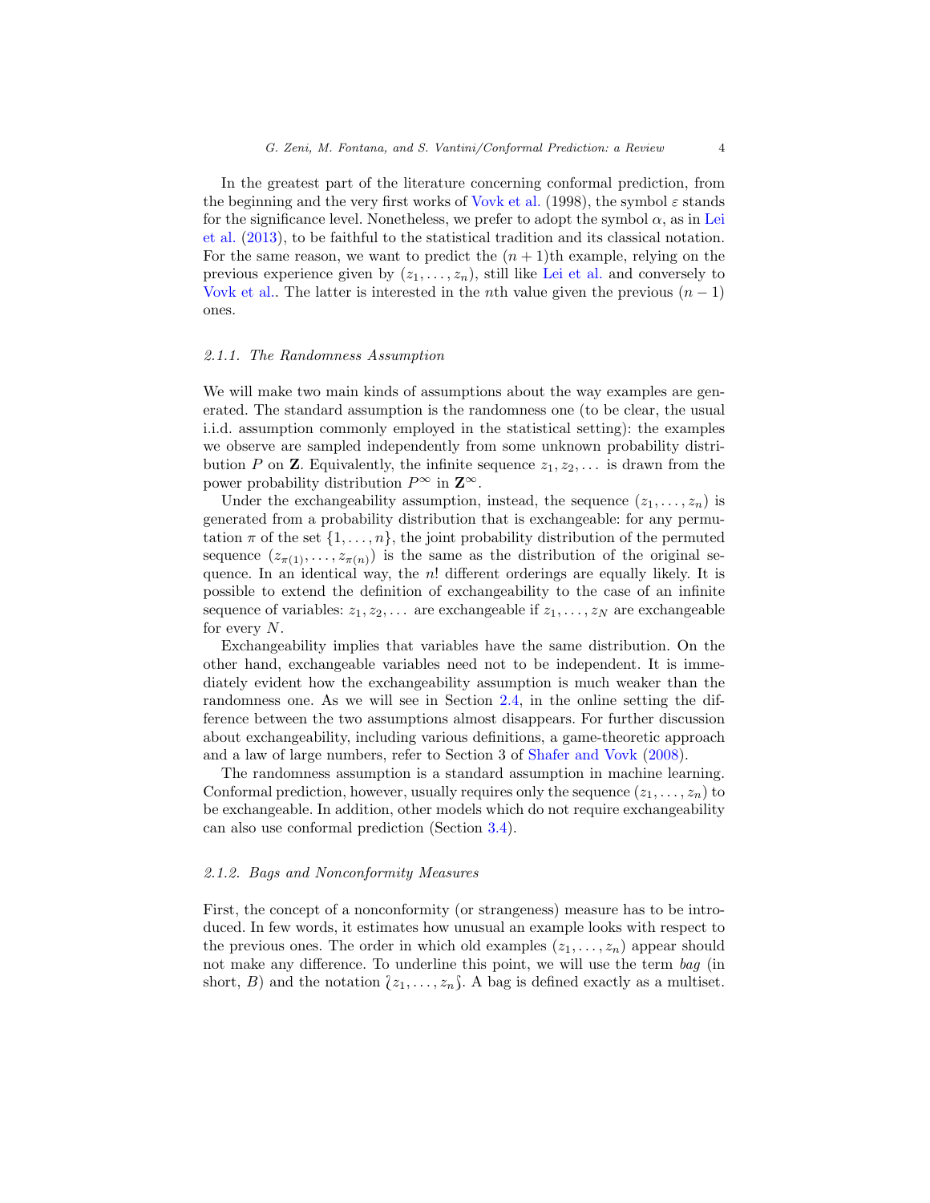In the greatest part of the literature concerning conformal prediction, from the beginning and the very first works of Vovk et al. (1998), the symbol $\varepsilon$ stands for the significance level. Nonetheless, we prefer to adopt the symbol $\alpha$, as in Lei et al. (2013), to be faithful to the statistical tradition and its classical notation. For the same reason, we want to predict the $(n+1)$th example, relying on the previous experience given by $(z_1, \ldots, z_n)$, still like Lei et al. and conversely to Vovk et al.. The latter is interested in the $n$th value given the previous $(n-1)$ ones.

#### 2.1.1. The Randomness Assumption

We will make two main kinds of assumptions about the way examples are generated. The standard assumption is the randomness one (to be clear, the usual i.i.d. assumption commonly employed in the statistical setting): the examples we observe are sampled independently from some unknown probability distribution $P$ on $\mathbf{Z}$. Equivalently, the infinite sequence $z_1, z_2, \ldots$ is drawn from the power probability distribution $P^\infty$ in $\mathbf{Z}^\infty$.

Under the exchangeability assumption, instead, the sequence $(z_1, \ldots, z_n)$ is generated from a probability distribution that is exchangeable: for any permutation $\pi$ of the set $\{1, \ldots, n\}$, the joint probability distribution of the permuted sequence $(z_{\pi(1)}, \ldots, z_{\pi(n)})$ is the same as the distribution of the original sequence. In an identical way, the $n!$ different orderings are equally likely. It is possible to extend the definition of exchangeability to the case of an infinite sequence of variables: $z_1, z_2, \ldots$ are exchangeable if $z_1, \ldots, z_N$ are exchangeable for every $N$.

Exchangeability implies that variables have the same distribution. On the other hand, exchangeable variables need not to be independent. It is immediately evident how the exchangeability assumption is much weaker than the randomness one. As we will see in Section 2.4, in the online setting the difference between the two assumptions almost disappears. For further discussion about exchangeability, including various definitions, a game-theoretic approach and a law of large numbers, refer to Section 3 of Shafer and Vovk (2008).

The randomness assumption is a standard assumption in machine learning. Conformal prediction, however, usually requires only the sequence $(z_1, \ldots, z_n)$ to be exchangeable. In addition, other models which do not require exchangeability can also use conformal prediction (Section 3.4).

#### 2.1.2. Bags and Nonconformity Measures

First, the concept of a nonconformity (or strangeness) measure has to be introduced. In few words, it estimates how unusual an example looks with respect to the previous ones. The order in which old examples $(z_1, \ldots, z_n)$ appear should not make any difference. To underline this point, we will use the term *bag* (in short, $B$) and the notation $\wr z_1, \ldots, z_n \wr$. A bag is defined exactly as a multiset.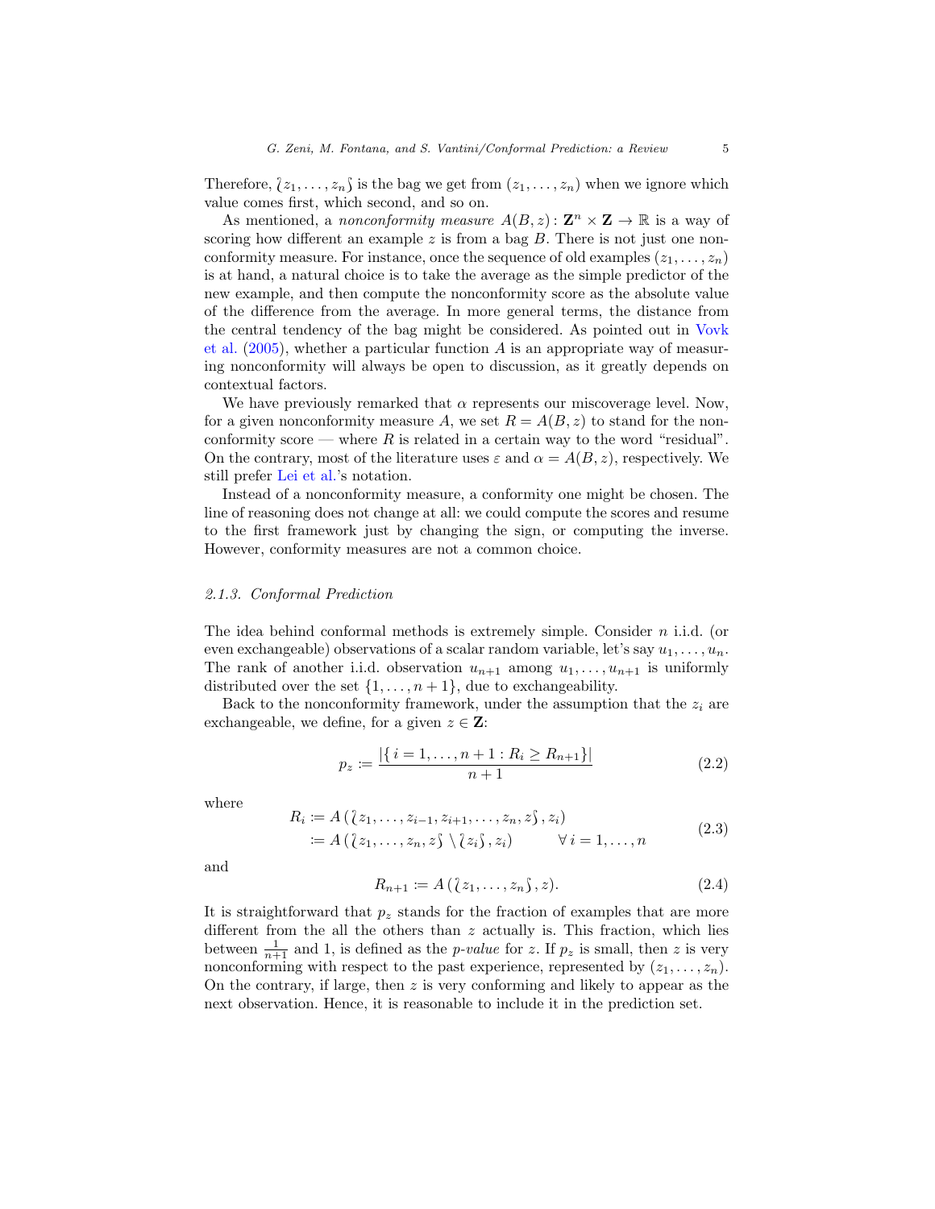Therefore, $\wr z_1, \ldots, z_n \wr$ is the bag we get from $(z_1, \ldots, z_n)$ when we ignore which value comes first, which second, and so on.

As mentioned, a *nonconformity measure* $A(B, z) \colon \mathbf{Z}^n \times \mathbf{Z} \to \mathbb{R}$ is a way of scoring how different an example $z$ is from a bag $B$. There is not just one nonconformity measure. For instance, once the sequence of old examples $(z_1, \ldots, z_n)$ is at hand, a natural choice is to take the average as the simple predictor of the new example, and then compute the nonconformity score as the absolute value of the difference from the average. In more general terms, the distance from the central tendency of the bag might be considered. As pointed out in Vovk et al. (2005), whether a particular function $A$ is an appropriate way of measuring nonconformity will always be open to discussion, as it greatly depends on contextual factors.

We have previously remarked that $\alpha$ represents our miscoverage level. Now, for a given nonconformity measure $A$, we set $R = A(B, z)$ to stand for the nonconformity score — where $R$ is related in a certain way to the word "residual". On the contrary, most of the literature uses $\varepsilon$ and $\alpha = A(B, z)$, respectively. We still prefer Lei et al.'s notation.

Instead of a nonconformity measure, a conformity one might be chosen. The line of reasoning does not change at all: we could compute the scores and resume to the first framework just by changing the sign, or computing the inverse. However, conformity measures are not a common choice.

### 2.1.3. Conformal Prediction

The idea behind conformal methods is extremely simple. Consider $n$ i.i.d. (or even exchangeable) observations of a scalar random variable, let's say $u_1, \ldots, u_n$. The rank of another i.i.d. observation $u_{n+1}$ among $u_1, \ldots, u_{n+1}$ is uniformly distributed over the set $\{1, \ldots, n+1\}$, due to exchangeability.

Back to the nonconformity framework, under the assumption that the $z_i$ are exchangeable, we define, for a given $z \in \mathbf{Z}$:

$$p_z := \frac{|\{\, i = 1, \ldots, n+1 : R_i \geq R_{n+1} \}|}{n+1} \tag{2.2}$$

where

$$\begin{aligned} R_i &:= A\left(\wr z_1, \ldots, z_{i-1}, z_{i+1}, \ldots, z_n, z \wr, z_i\right) \\ &:= A\left(\wr z_1, \ldots, z_n, z \wr \setminus \wr z_i \wr, z_i\right) \qquad \forall\, i = 1, \ldots, n \end{aligned} \tag{2.3}$$

and

$$R_{n+1} := A\left(\wr z_1, \ldots, z_n \wr, z\right). \tag{2.4}$$

It is straightforward that $p_z$ stands for the fraction of examples that are more different from the all the others than $z$ actually is. This fraction, which lies between $\frac{1}{n+1}$ and 1, is defined as the *p-value* for $z$. If $p_z$ is small, then $z$ is very nonconforming with respect to the past experience, represented by $(z_1, \ldots, z_n)$. On the contrary, if large, then $z$ is very conforming and likely to appear as the next observation. Hence, it is reasonable to include it in the prediction set.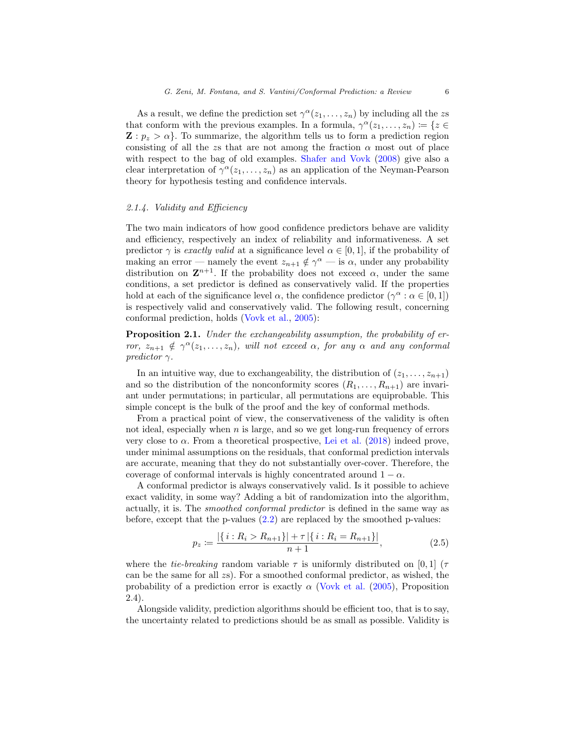As a result, we define the prediction set $\gamma^\alpha(z_1, \ldots, z_n)$ by including all the $z$s that conform with the previous examples. In a formula, $\gamma^\alpha(z_1, \ldots, z_n) \coloneqq \{z \in \mathbf{Z} : p_z > \alpha\}$. To summarize, the algorithm tells us to form a prediction region consisting of all the $z$s that are not among the fraction $\alpha$ most out of place with respect to the bag of old examples. Shafer and Vovk (2008) give also a clear interpretation of $\gamma^\alpha(z_1, \ldots, z_n)$ as an application of the Neyman-Pearson theory for hypothesis testing and confidence intervals.

#### 2.1.4. Validity and Efficiency

The two main indicators of how good confidence predictors behave are validity and efficiency, respectively an index of reliability and informativeness. A set predictor $\gamma$ is *exactly valid* at a significance level $\alpha \in [0, 1]$, if the probability of making an error — namely the event $z_{n+1} \notin \gamma^\alpha$ — is $\alpha$, under any probability distribution on $\mathbf{Z}^{n+1}$. If the probability does not exceed $\alpha$, under the same conditions, a set predictor is defined as conservatively valid. If the properties hold at each of the significance level $\alpha$, the confidence predictor $(\gamma^\alpha : \alpha \in [0, 1])$ is respectively valid and conservatively valid. The following result, concerning conformal prediction, holds (Vovk et al., 2005):

**Proposition 2.1.** *Under the exchangeability assumption, the probability of error, $z_{n+1} \notin \gamma^\alpha(z_1, \ldots, z_n)$, will not exceed $\alpha$, for any $\alpha$ and any conformal predictor $\gamma$.*

In an intuitive way, due to exchangeability, the distribution of $(z_1, \ldots, z_{n+1})$ and so the distribution of the nonconformity scores $(R_1, \ldots, R_{n+1})$ are invariant under permutations; in particular, all permutations are equiprobable. This simple concept is the bulk of the proof and the key of conformal methods.

From a practical point of view, the conservativeness of the validity is often not ideal, especially when $n$ is large, and so we get long-run frequency of errors very close to $\alpha$. From a theoretical prospective, Lei et al. (2018) indeed prove, under minimal assumptions on the residuals, that conformal prediction intervals are accurate, meaning that they do not substantially over-cover. Therefore, the coverage of conformal intervals is highly concentrated around $1 - \alpha$.

A conformal predictor is always conservatively valid. Is it possible to achieve exact validity, in some way? Adding a bit of randomization into the algorithm, actually, it is. The *smoothed conformal predictor* is defined in the same way as before, except that the p-values (2.2) are replaced by the smoothed p-values:

$$p_z \coloneqq \frac{|\{ i : R_i > R_{n+1}\}| + \tau \, |\{ i : R_i = R_{n+1}\}|}{n+1}, \tag{2.5}$$

where the *tie-breaking* random variable $\tau$ is uniformly distributed on $[0, 1]$ ($\tau$ can be the same for all $z$s). For a smoothed conformal predictor, as wished, the probability of a prediction error is exactly $\alpha$ (Vovk et al. (2005), Proposition 2.4).

Alongside validity, prediction algorithms should be efficient too, that is to say, the uncertainty related to predictions should be as small as possible. Validity is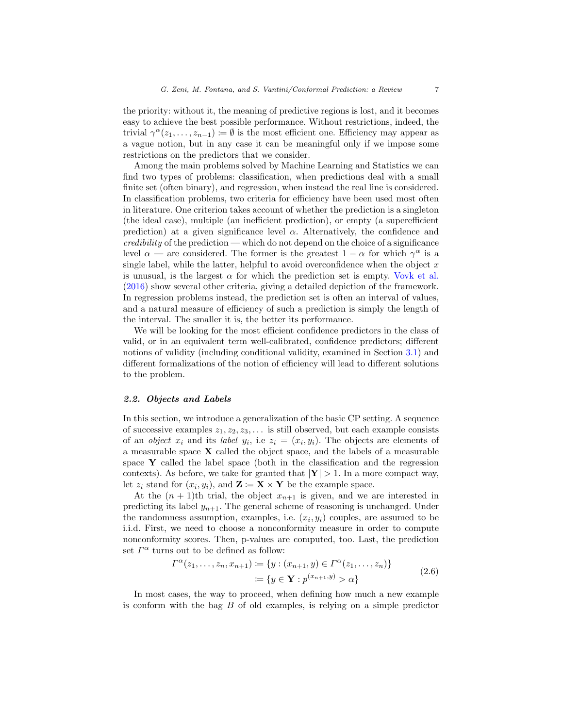the priority: without it, the meaning of predictive regions is lost, and it becomes easy to achieve the best possible performance. Without restrictions, indeed, the trivial $\gamma^\alpha(z_1, \ldots, z_{n-1}) := \emptyset$ is the most efficient one. Efficiency may appear as a vague notion, but in any case it can be meaningful only if we impose some restrictions on the predictors that we consider.

Among the main problems solved by Machine Learning and Statistics we can find two types of problems: classification, when predictions deal with a small finite set (often binary), and regression, when instead the real line is considered. In classification problems, two criteria for efficiency have been used most often in literature. One criterion takes account of whether the prediction is a singleton (the ideal case), multiple (an inefficient prediction), or empty (a superefficient prediction) at a given significance level $\alpha$. Alternatively, the confidence and *credibility* of the prediction — which do not depend on the choice of a significance level $\alpha$ — are considered. The former is the greatest $1 - \alpha$ for which $\gamma^\alpha$ is a single label, while the latter, helpful to avoid overconfidence when the object $x$ is unusual, is the largest $\alpha$ for which the prediction set is empty. Vovk et al. (2016) show several other criteria, giving a detailed depiction of the framework. In regression problems instead, the prediction set is often an interval of values, and a natural measure of efficiency of such a prediction is simply the length of the interval. The smaller it is, the better its performance.

We will be looking for the most efficient confidence predictors in the class of valid, or in an equivalent term well-calibrated, confidence predictors; different notions of validity (including conditional validity, examined in Section 3.1) and different formalizations of the notion of efficiency will lead to different solutions to the problem.

### 2.2. Objects and Labels

In this section, we introduce a generalization of the basic CP setting. A sequence of successive examples $z_1, z_2, z_3, \ldots$ is still observed, but each example consists of an *object* $x_i$ and its *label* $y_i$, i.e $z_i = (x_i, y_i)$. The objects are elements of a measurable space $\mathbf{X}$ called the object space, and the labels of a measurable space $\mathbf{Y}$ called the label space (both in the classification and the regression contexts). As before, we take for granted that $|\mathbf{Y}| > 1$. In a more compact way, let $z_i$ stand for $(x_i, y_i)$, and $\mathbf{Z} := \mathbf{X} \times \mathbf{Y}$ be the example space.

At the $(n + 1)$th trial, the object $x_{n+1}$ is given, and we are interested in predicting its label $y_{n+1}$. The general scheme of reasoning is unchanged. Under the randomness assumption, examples, i.e. $(x_i, y_i)$ couples, are assumed to be i.i.d. First, we need to choose a nonconformity measure in order to compute nonconformity scores. Then, p-values are computed, too. Last, the prediction set $\varGamma^\alpha$ turns out to be defined as follow:

$$
\begin{aligned}
\varGamma^\alpha(z_1, \ldots, z_n, x_{n+1}) &:= \{y : (x_{n+1}, y) \in \varGamma^\alpha(z_1, \ldots, z_n)\} \\
&:= \{y \in \mathbf{Y} : p^{(x_{n+1}, y)} > \alpha\}
\end{aligned}
\tag{2.6}
$$

In most cases, the way to proceed, when defining how much a new example is conform with the bag $B$ of old examples, is relying on a simple predictor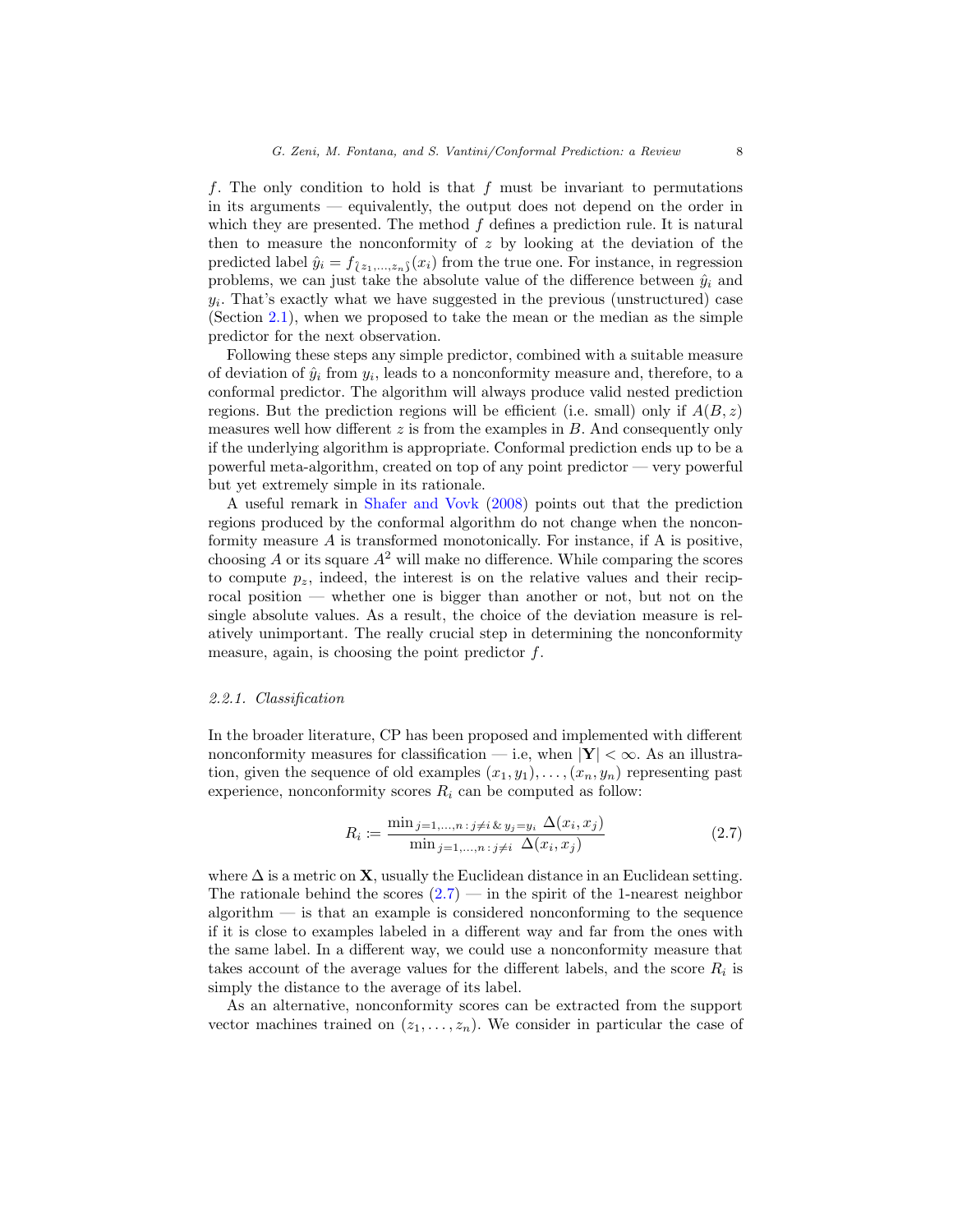$f$. The only condition to hold is that $f$ must be invariant to permutations in its arguments — equivalently, the output does not depend on the order in which they are presented. The method $f$ defines a prediction rule. It is natural then to measure the nonconformity of $z$ by looking at the deviation of the predicted label $\hat{y}_i = f_{\wr z_1,\dots,z_n \wr}(x_i)$ from the true one. For instance, in regression problems, we can just take the absolute value of the difference between $\hat{y}_i$ and $y_i$. That's exactly what we have suggested in the previous (unstructured) case (Section 2.1), when we proposed to take the mean or the median as the simple predictor for the next observation.

Following these steps any simple predictor, combined with a suitable measure of deviation of $\hat{y}_i$ from $y_i$, leads to a nonconformity measure and, therefore, to a conformal predictor. The algorithm will always produce valid nested prediction regions. But the prediction regions will be efficient (i.e. small) only if $A(B, z)$ measures well how different $z$ is from the examples in $B$. And consequently only if the underlying algorithm is appropriate. Conformal prediction ends up to be a powerful meta-algorithm, created on top of any point predictor — very powerful but yet extremely simple in its rationale.

A useful remark in Shafer and Vovk (2008) points out that the prediction regions produced by the conformal algorithm do not change when the nonconformity measure $A$ is transformed monotonically. For instance, if A is positive, choosing $A$ or its square $A^2$ will make no difference. While comparing the scores to compute $p_z$, indeed, the interest is on the relative values and their reciprocal position — whether one is bigger than another or not, but not on the single absolute values. As a result, the choice of the deviation measure is relatively unimportant. The really crucial step in determining the nonconformity measure, again, is choosing the point predictor $f$.

### 2.2.1. Classification

In the broader literature, CP has been proposed and implemented with different nonconformity measures for classification — i.e, when $|\mathbf{Y}| < \infty$. As an illustration, given the sequence of old examples $(x_1, y_1), \dots, (x_n, y_n)$ representing past experience, nonconformity scores $R_i$ can be computed as follow:

$$R_i := \frac{\min_{j=1,\dots,n\,:\,j\neq i\,\&\,y_j=y_i} \Delta(x_i, x_j)}{\min_{j=1,\dots,n\,:\,j\neq i} \Delta(x_i, x_j)} \tag{2.7}$$

where $\Delta$ is a metric on $\mathbf{X}$, usually the Euclidean distance in an Euclidean setting. The rationale behind the scores (2.7) — in the spirit of the 1-nearest neighbor algorithm — is that an example is considered nonconforming to the sequence if it is close to examples labeled in a different way and far from the ones with the same label. In a different way, we could use a nonconformity measure that takes account of the average values for the different labels, and the score $R_i$ is simply the distance to the average of its label.

As an alternative, nonconformity scores can be extracted from the support vector machines trained on $(z_1, \dots, z_n)$. We consider in particular the case of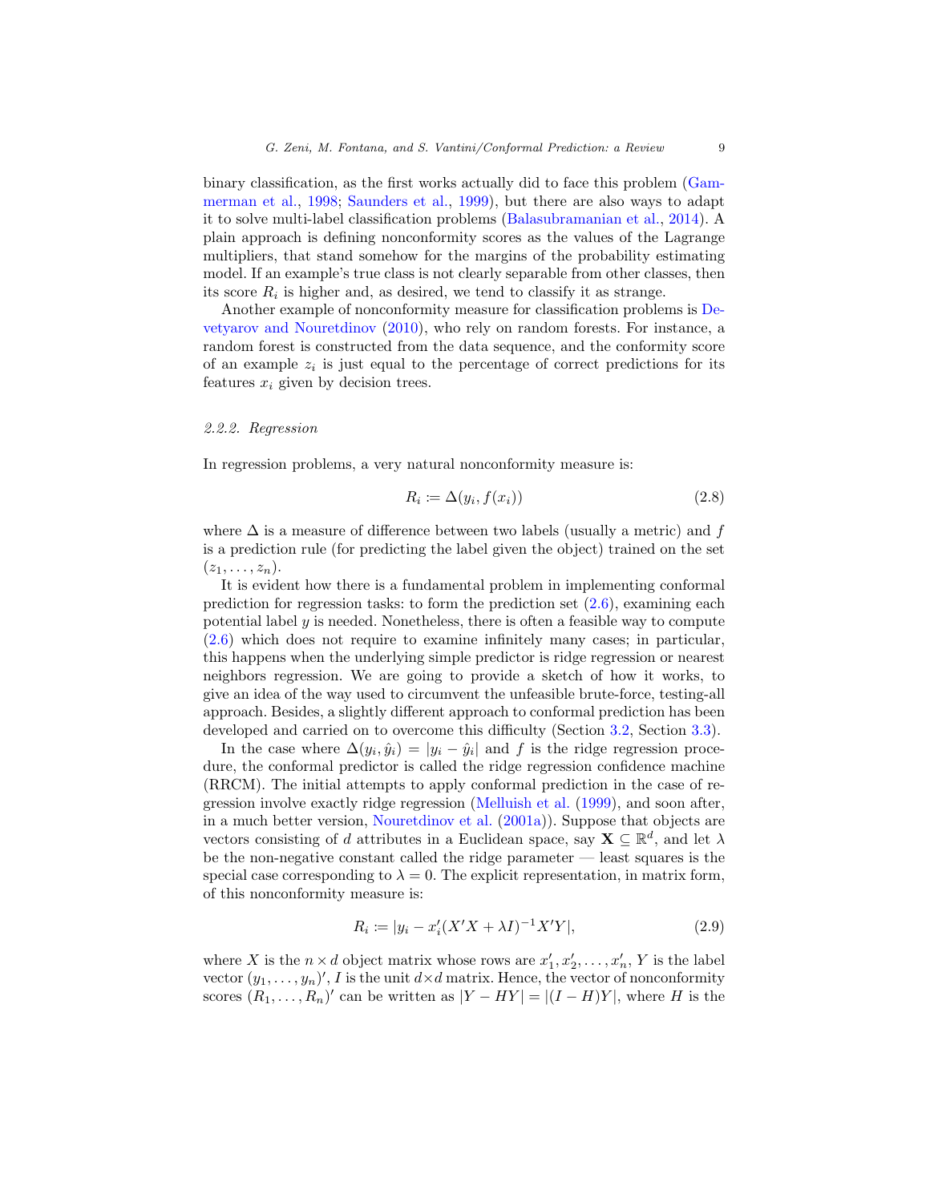binary classification, as the first works actually did to face this problem (Gammerman et al., 1998; Saunders et al., 1999), but there are also ways to adapt it to solve multi-label classification problems (Balasubramanian et al., 2014). A plain approach is defining nonconformity scores as the values of the Lagrange multipliers, that stand somehow for the margins of the probability estimating model. If an example's true class is not clearly separable from other classes, then its score $R_i$ is higher and, as desired, we tend to classify it as strange.

Another example of nonconformity measure for classification problems is Devetyarov and Nouretdinov (2010), who rely on random forests. For instance, a random forest is constructed from the data sequence, and the conformity score of an example $z_i$ is just equal to the percentage of correct predictions for its features $x_i$ given by decision trees.

#### *2.2.2. Regression*

In regression problems, a very natural nonconformity measure is:

$$R_i := \Delta(y_i, f(x_i)) \tag{2.8}$$

where $\Delta$ is a measure of difference between two labels (usually a metric) and $f$ is a prediction rule (for predicting the label given the object) trained on the set $(z_1, \ldots, z_n)$.

It is evident how there is a fundamental problem in implementing conformal prediction for regression tasks: to form the prediction set (2.6), examining each potential label $y$ is needed. Nonetheless, there is often a feasible way to compute (2.6) which does not require to examine infinitely many cases; in particular, this happens when the underlying simple predictor is ridge regression or nearest neighbors regression. We are going to provide a sketch of how it works, to give an idea of the way used to circumvent the unfeasible brute-force, testing-all approach. Besides, a slightly different approach to conformal prediction has been developed and carried on to overcome this difficulty (Section 3.2, Section 3.3).

In the case where $\Delta(y_i, \hat{y}_i) = |y_i - \hat{y}_i|$ and $f$ is the ridge regression procedure, the conformal predictor is called the ridge regression confidence machine (RRCM). The initial attempts to apply conformal prediction in the case of regression involve exactly ridge regression (Melluish et al. (1999), and soon after, in a much better version, Nouretdinov et al. (2001a)). Suppose that objects are vectors consisting of $d$ attributes in a Euclidean space, say $\mathbf{X} \subseteq \mathbb{R}^d$, and let $\lambda$ be the non-negative constant called the ridge parameter — least squares is the special case corresponding to $\lambda = 0$. The explicit representation, in matrix form, of this nonconformity measure is:

$$R_i := |y_i - x_i'(X'X + \lambda I)^{-1} X'Y|, \tag{2.9}$$

where $X$ is the $n \times d$ object matrix whose rows are $x_1', x_2', \ldots, x_n'$, $Y$ is the label vector $(y_1, \ldots, y_n)'$, $I$ is the unit $d \times d$ matrix. Hence, the vector of nonconformity scores $(R_1, \ldots, R_n)'$ can be written as $|Y - HY| = |(I - H)Y|$, where $H$ is the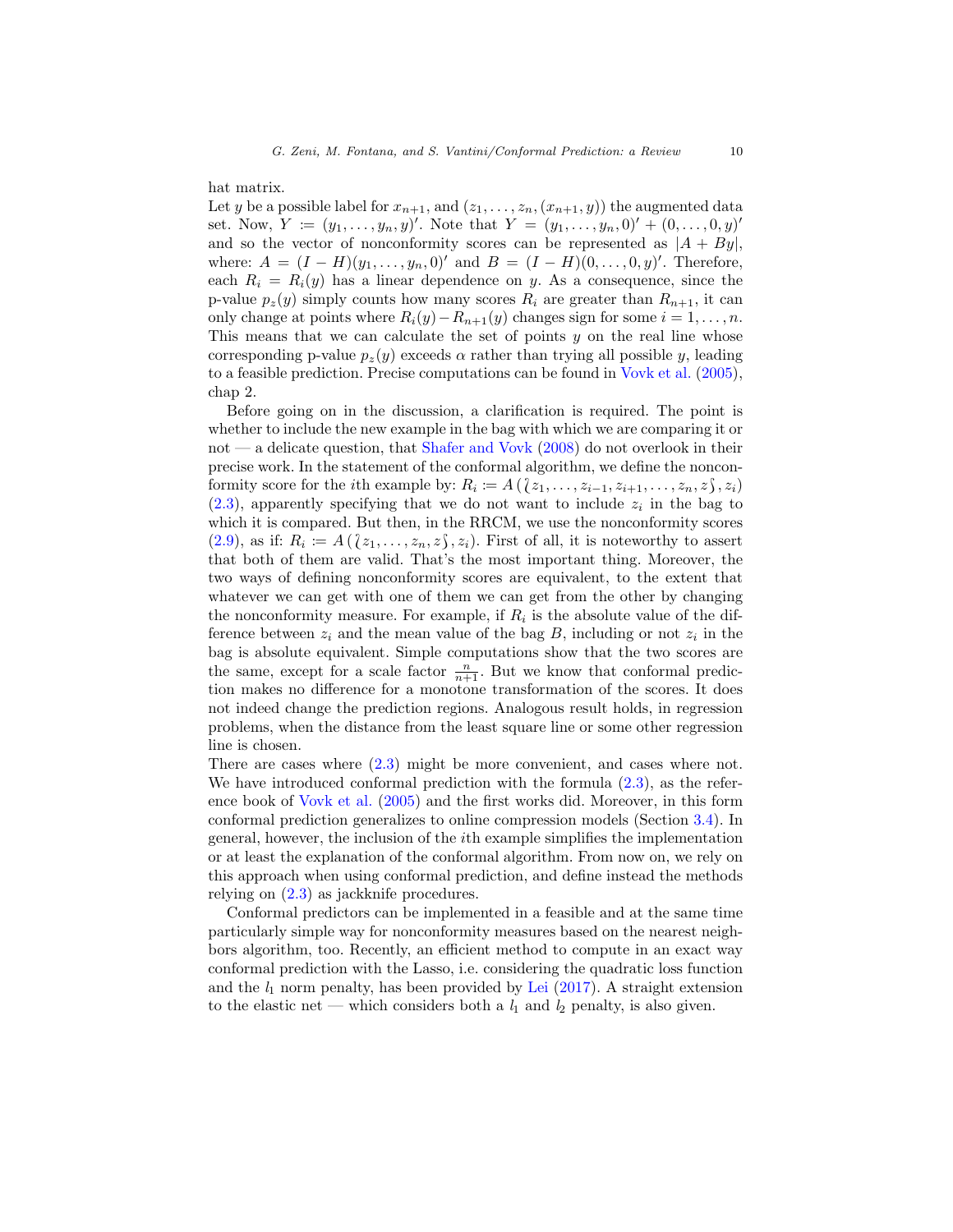hat matrix.
Let $y$ be a possible label for $x_{n+1}$, and $(z_1, \ldots, z_n, (x_{n+1}, y))$ the augmented data set. Now, $Y := (y_1, \ldots, y_n, y)'$. Note that $Y = (y_1, \ldots, y_n, 0)' + (0, \ldots, 0, y)'$ and so the vector of nonconformity scores can be represented as $|A + By|$, where: $A = (I - H)(y_1, \ldots, y_n, 0)'$ and $B = (I - H)(0, \ldots, 0, y)'$. Therefore, each $R_i = R_i(y)$ has a linear dependence on $y$. As a consequence, since the p-value $p_z(y)$ simply counts how many scores $R_i$ are greater than $R_{n+1}$, it can only change at points where $R_i(y) - R_{n+1}(y)$ changes sign for some $i = 1, \ldots, n$. This means that we can calculate the set of points $y$ on the real line whose corresponding p-value $p_z(y)$ exceeds $\alpha$ rather than trying all possible $y$, leading to a feasible prediction. Precise computations can be found in Vovk et al. (2005), chap 2.

Before going on in the discussion, a clarification is required. The point is whether to include the new example in the bag with which we are comparing it or not — a delicate question, that Shafer and Vovk (2008) do not overlook in their precise work. In the statement of the conformal algorithm, we define the nonconformity score for the $i$th example by: $R_i := A\left(\wr z_1, \ldots, z_{i-1}, z_{i+1}, \ldots, z_n, z \wr, z_i\right)$ (2.3), apparently specifying that we do not want to include $z_i$ in the bag to which it is compared. But then, in the RRCM, we use the nonconformity scores (2.9), as if: $R_i := A\left(\wr z_1, \ldots, z_n, z \wr, z_i\right)$. First of all, it is noteworthy to assert that both of them are valid. That's the most important thing. Moreover, the two ways of defining nonconformity scores are equivalent, to the extent that whatever we can get with one of them we can get from the other by changing the nonconformity measure. For example, if $R_i$ is the absolute value of the difference between $z_i$ and the mean value of the bag $B$, including or not $z_i$ in the bag is absolute equivalent. Simple computations show that the two scores are the same, except for a scale factor $\frac{n}{n+1}$. But we know that conformal prediction makes no difference for a monotone transformation of the scores. It does not indeed change the prediction regions. Analogous result holds, in regression problems, when the distance from the least square line or some other regression line is chosen.
There are cases where (2.3) might be more convenient, and cases where not. We have introduced conformal prediction with the formula (2.3), as the reference book of Vovk et al. (2005) and the first works did. Moreover, in this form conformal prediction generalizes to online compression models (Section 3.4). In general, however, the inclusion of the $i$th example simplifies the implementation or at least the explanation of the conformal algorithm. From now on, we rely on this approach when using conformal prediction, and define instead the methods relying on (2.3) as jackknife procedures.

Conformal predictors can be implemented in a feasible and at the same time particularly simple way for nonconformity measures based on the nearest neighbors algorithm, too. Recently, an efficient method to compute in an exact way conformal prediction with the Lasso, i.e. considering the quadratic loss function and the $l_1$ norm penalty, has been provided by Lei (2017). A straight extension to the elastic net — which considers both a $l_1$ and $l_2$ penalty, is also given.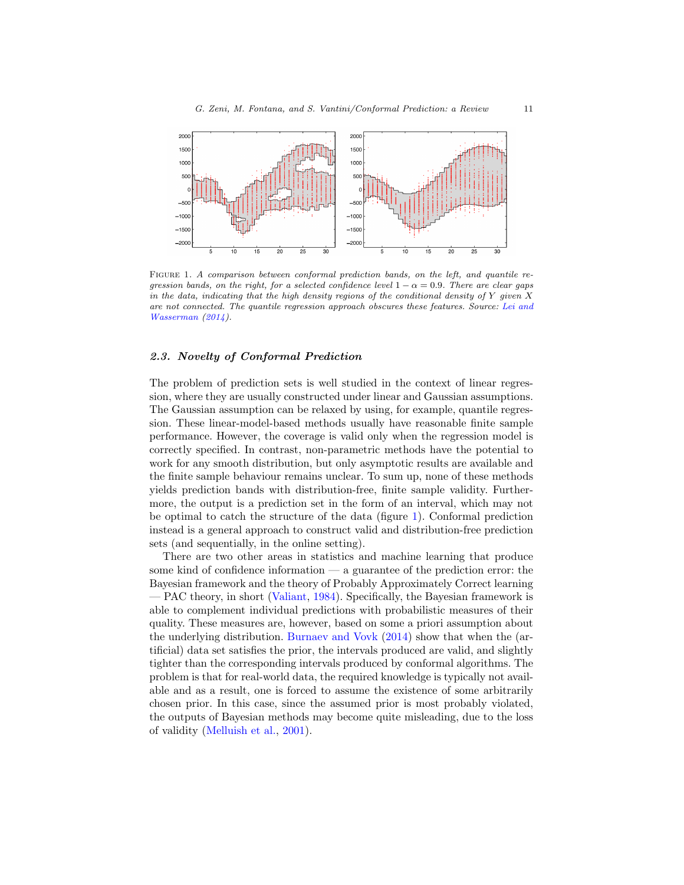FIGURE 1. *A comparison between conformal prediction bands, on the left, and quantile regression bands, on the right, for a selected confidence level $1-\alpha = 0.9$. There are clear gaps in the data, indicating that the high density regions of the conditional density of $Y$ given $X$ are not connected. The quantile regression approach obscures these features. Source: Lei and Wasserman (2014).*

### *2.3. Novelty of Conformal Prediction*

The problem of prediction sets is well studied in the context of linear regression, where they are usually constructed under linear and Gaussian assumptions. The Gaussian assumption can be relaxed by using, for example, quantile regression. These linear-model-based methods usually have reasonable finite sample performance. However, the coverage is valid only when the regression model is correctly specified. In contrast, non-parametric methods have the potential to work for any smooth distribution, but only asymptotic results are available and the finite sample behaviour remains unclear. To sum up, none of these methods yields prediction bands with distribution-free, finite sample validity. Furthermore, the output is a prediction set in the form of an interval, which may not be optimal to catch the structure of the data (figure 1). Conformal prediction instead is a general approach to construct valid and distribution-free prediction sets (and sequentially, in the online setting).

There are two other areas in statistics and machine learning that produce some kind of confidence information — a guarantee of the prediction error: the Bayesian framework and the theory of Probably Approximately Correct learning — PAC theory, in short (Valiant, 1984). Specifically, the Bayesian framework is able to complement individual predictions with probabilistic measures of their quality. These measures are, however, based on some a priori assumption about the underlying distribution. Burnaev and Vovk (2014) show that when the (artificial) data set satisfies the prior, the intervals produced are valid, and slightly tighter than the corresponding intervals produced by conformal algorithms. The problem is that for real-world data, the required knowledge is typically not available and as a result, one is forced to assume the existence of some arbitrarily chosen prior. In this case, since the assumed prior is most probably violated, the outputs of Bayesian methods may become quite misleading, due to the loss of validity (Melluish et al., 2001).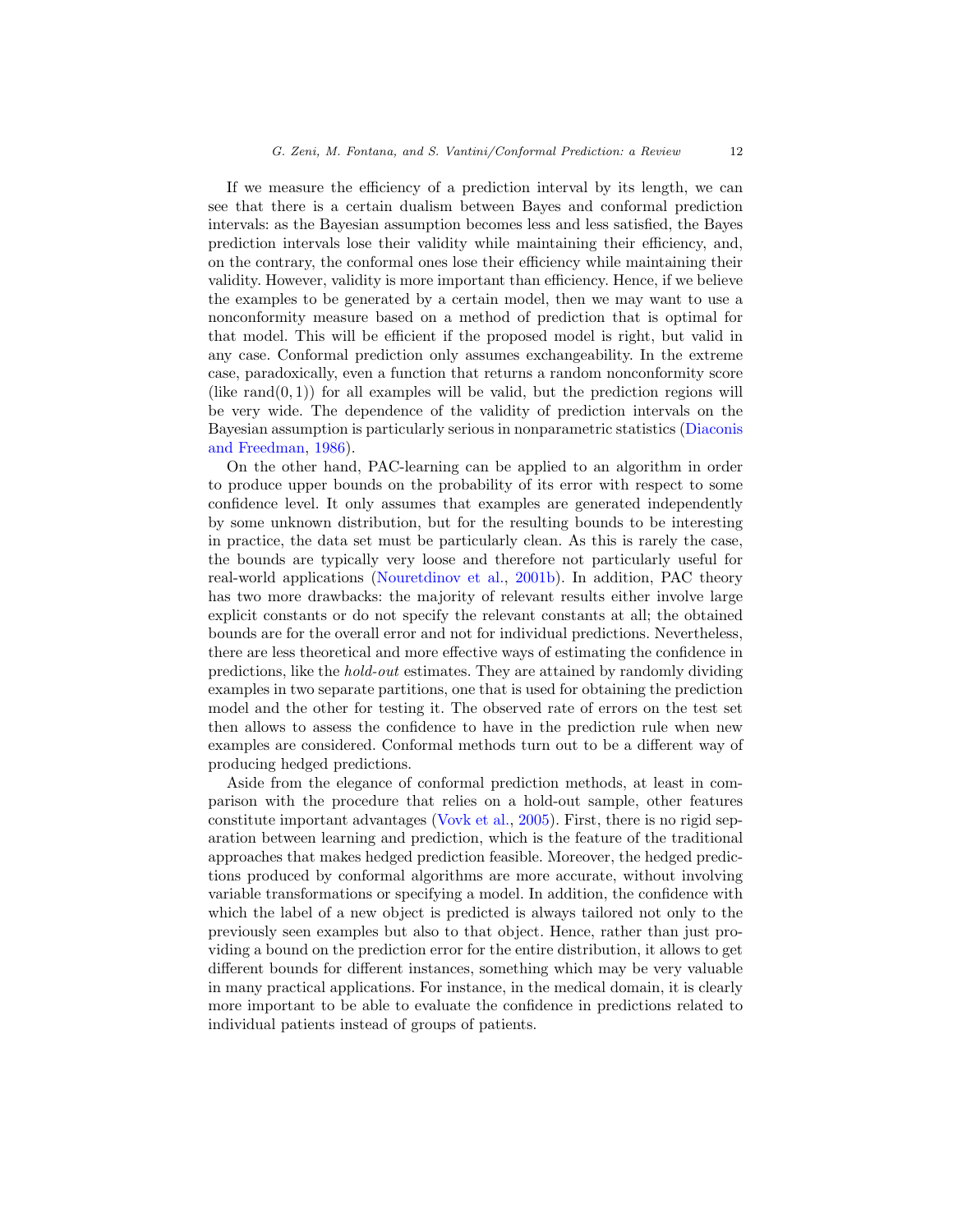If we measure the efficiency of a prediction interval by its length, we can see that there is a certain dualism between Bayes and conformal prediction intervals: as the Bayesian assumption becomes less and less satisfied, the Bayes prediction intervals lose their validity while maintaining their efficiency, and, on the contrary, the conformal ones lose their efficiency while maintaining their validity. However, validity is more important than efficiency. Hence, if we believe the examples to be generated by a certain model, then we may want to use a nonconformity measure based on a method of prediction that is optimal for that model. This will be efficient if the proposed model is right, but valid in any case. Conformal prediction only assumes exchangeability. In the extreme case, paradoxically, even a function that returns a random nonconformity score (like $\text{rand}(0, 1)$) for all examples will be valid, but the prediction regions will be very wide. The dependence of the validity of prediction intervals on the Bayesian assumption is particularly serious in nonparametric statistics (Diaconis and Freedman, 1986).

On the other hand, PAC-learning can be applied to an algorithm in order to produce upper bounds on the probability of its error with respect to some confidence level. It only assumes that examples are generated independently by some unknown distribution, but for the resulting bounds to be interesting in practice, the data set must be particularly clean. As this is rarely the case, the bounds are typically very loose and therefore not particularly useful for real-world applications (Nouretdinov et al., 2001b). In addition, PAC theory has two more drawbacks: the majority of relevant results either involve large explicit constants or do not specify the relevant constants at all; the obtained bounds are for the overall error and not for individual predictions. Nevertheless, there are less theoretical and more effective ways of estimating the confidence in predictions, like the *hold-out* estimates. They are attained by randomly dividing examples in two separate partitions, one that is used for obtaining the prediction model and the other for testing it. The observed rate of errors on the test set then allows to assess the confidence to have in the prediction rule when new examples are considered. Conformal methods turn out to be a different way of producing hedged predictions.

Aside from the elegance of conformal prediction methods, at least in comparison with the procedure that relies on a hold-out sample, other features constitute important advantages (Vovk et al., 2005). First, there is no rigid separation between learning and prediction, which is the feature of the traditional approaches that makes hedged prediction feasible. Moreover, the hedged predictions produced by conformal algorithms are more accurate, without involving variable transformations or specifying a model. In addition, the confidence with which the label of a new object is predicted is always tailored not only to the previously seen examples but also to that object. Hence, rather than just providing a bound on the prediction error for the entire distribution, it allows to get different bounds for different instances, something which may be very valuable in many practical applications. For instance, in the medical domain, it is clearly more important to be able to evaluate the confidence in predictions related to individual patients instead of groups of patients.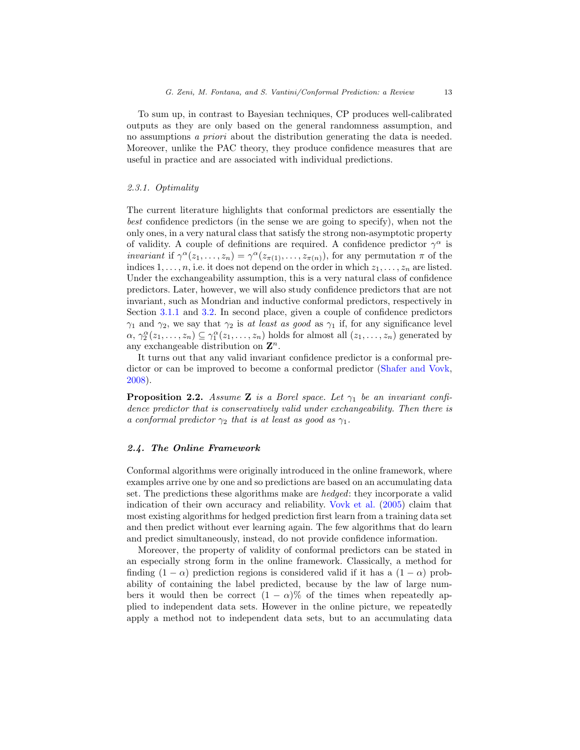To sum up, in contrast to Bayesian techniques, CP produces well-calibrated outputs as they are only based on the general randomness assumption, and no assumptions *a priori* about the distribution generating the data is needed. Moreover, unlike the PAC theory, they produce confidence measures that are useful in practice and are associated with individual predictions.

#### 2.3.1. Optimality

The current literature highlights that conformal predictors are essentially the *best* confidence predictors (in the sense we are going to specify), when not the only ones, in a very natural class that satisfy the strong non-asymptotic property of validity. A couple of definitions are required. A confidence predictor $\gamma^\alpha$ is *invariant* if $\gamma^\alpha(z_1, \ldots, z_n) = \gamma^\alpha(z_{\pi(1)}, \ldots, z_{\pi(n)})$, for any permutation $\pi$ of the indices $1, \ldots, n$, i.e. it does not depend on the order in which $z_1, \ldots, z_n$ are listed. Under the exchangeability assumption, this is a very natural class of confidence predictors. Later, however, we will also study confidence predictors that are not invariant, such as Mondrian and inductive conformal predictors, respectively in Section 3.1.1 and 3.2. In second place, given a couple of confidence predictors $\gamma_1$ and $\gamma_2$, we say that $\gamma_2$ is *at least as good* as $\gamma_1$ if, for any significance level $\alpha$, $\gamma_2^\alpha(z_1, \ldots, z_n) \subseteq \gamma_1^\alpha(z_1, \ldots, z_n)$ holds for almost all $(z_1, \ldots, z_n)$ generated by any exchangeable distribution on $\mathbf{Z}^n$.

It turns out that any valid invariant confidence predictor is a conformal predictor or can be improved to become a conformal predictor (Shafer and Vovk, 2008).

**Proposition 2.2.** *Assume* $\mathbf{Z}$ *is a Borel space. Let* $\gamma_1$ *be an invariant confidence predictor that is conservatively valid under exchangeability. Then there is a conformal predictor* $\gamma_2$ *that is at least as good as* $\gamma_1$.

### 2.4. The Online Framework

Conformal algorithms were originally introduced in the online framework, where examples arrive one by one and so predictions are based on an accumulating data set. The predictions these algorithms make are *hedged*: they incorporate a valid indication of their own accuracy and reliability. Vovk et al. (2005) claim that most existing algorithms for hedged prediction first learn from a training data set and then predict without ever learning again. The few algorithms that do learn and predict simultaneously, instead, do not provide confidence information.

Moreover, the property of validity of conformal predictors can be stated in an especially strong form in the online framework. Classically, a method for finding $(1 - \alpha)$ prediction regions is considered valid if it has a $(1 - \alpha)$ probability of containing the label predicted, because by the law of large numbers it would then be correct $(1 - \alpha)\%$ of the times when repeatedly applied to independent data sets. However in the online picture, we repeatedly apply a method not to independent data sets, but to an accumulating data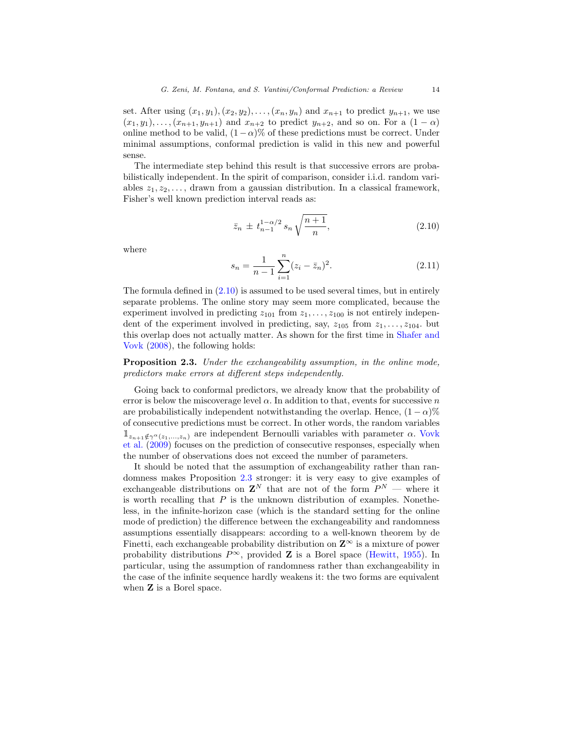set. After using $(x_1, y_1), (x_2, y_2), \dots, (x_n, y_n)$ and $x_{n+1}$ to predict $y_{n+1}$, we use $(x_1, y_1), \dots, (x_{n+1}, y_{n+1})$ and $x_{n+2}$ to predict $y_{n+2}$, and so on. For a $(1 - \alpha)$ online method to be valid, $(1-\alpha)\%$ of these predictions must be correct. Under minimal assumptions, conformal prediction is valid in this new and powerful sense.

The intermediate step behind this result is that successive errors are probabilistically independent. In the spirit of comparison, consider i.i.d. random variables $z_1, z_2, \dots,$ drawn from a gaussian distribution. In a classical framework, Fisher's well known prediction interval reads as:

$$\bar{z}_n \pm t_{n-1}^{1-\alpha/2} \, s_n \sqrt{\frac{n+1}{n}}, \tag{2.10}$$

where

$$s_n = \frac{1}{n-1} \sum_{i=1}^{n} (z_i - \bar{z}_n)^2. \tag{2.11}$$

The formula defined in (2.10) is assumed to be used several times, but in entirely separate problems. The online story may seem more complicated, because the experiment involved in predicting $z_{101}$ from $z_1, \dots, z_{100}$ is not entirely independent of the experiment involved in predicting, say, $z_{105}$ from $z_1, \dots, z_{104}$. but this overlap does not actually matter. As shown for the first time in Shafer and Vovk (2008), the following holds:

**Proposition 2.3.** *Under the exchangeability assumption, in the online mode, predictors make errors at different steps independently.*

Going back to conformal predictors, we already know that the probability of error is below the miscoverage level $\alpha$. In addition to that, events for successive $n$ are probabilistically independent notwithstanding the overlap. Hence, $(1-\alpha)\%$ of consecutive predictions must be correct. In other words, the random variables $\mathbb{1}_{z_{n+1} \notin \gamma^{\alpha}(z_1, \dots, z_n)}$ are independent Bernoulli variables with parameter $\alpha$. Vovk et al. (2009) focuses on the prediction of consecutive responses, especially when the number of observations does not exceed the number of parameters.

It should be noted that the assumption of exchangeability rather than randomness makes Proposition 2.3 stronger: it is very easy to give examples of exchangeable distributions on $\mathbf{Z}^N$ that are not of the form $P^N$ — where it is worth recalling that $P$ is the unknown distribution of examples. Nonetheless, in the infinite-horizon case (which is the standard setting for the online mode of prediction) the difference between the exchangeability and randomness assumptions essentially disappears: according to a well-known theorem by de Finetti, each exchangeable probability distribution on $\mathbf{Z}^\infty$ is a mixture of power probability distributions $P^\infty$, provided $\mathbf{Z}$ is a Borel space (Hewitt, 1955). In particular, using the assumption of randomness rather than exchangeability in the case of the infinite sequence hardly weakens it: the two forms are equivalent when $\mathbf{Z}$ is a Borel space.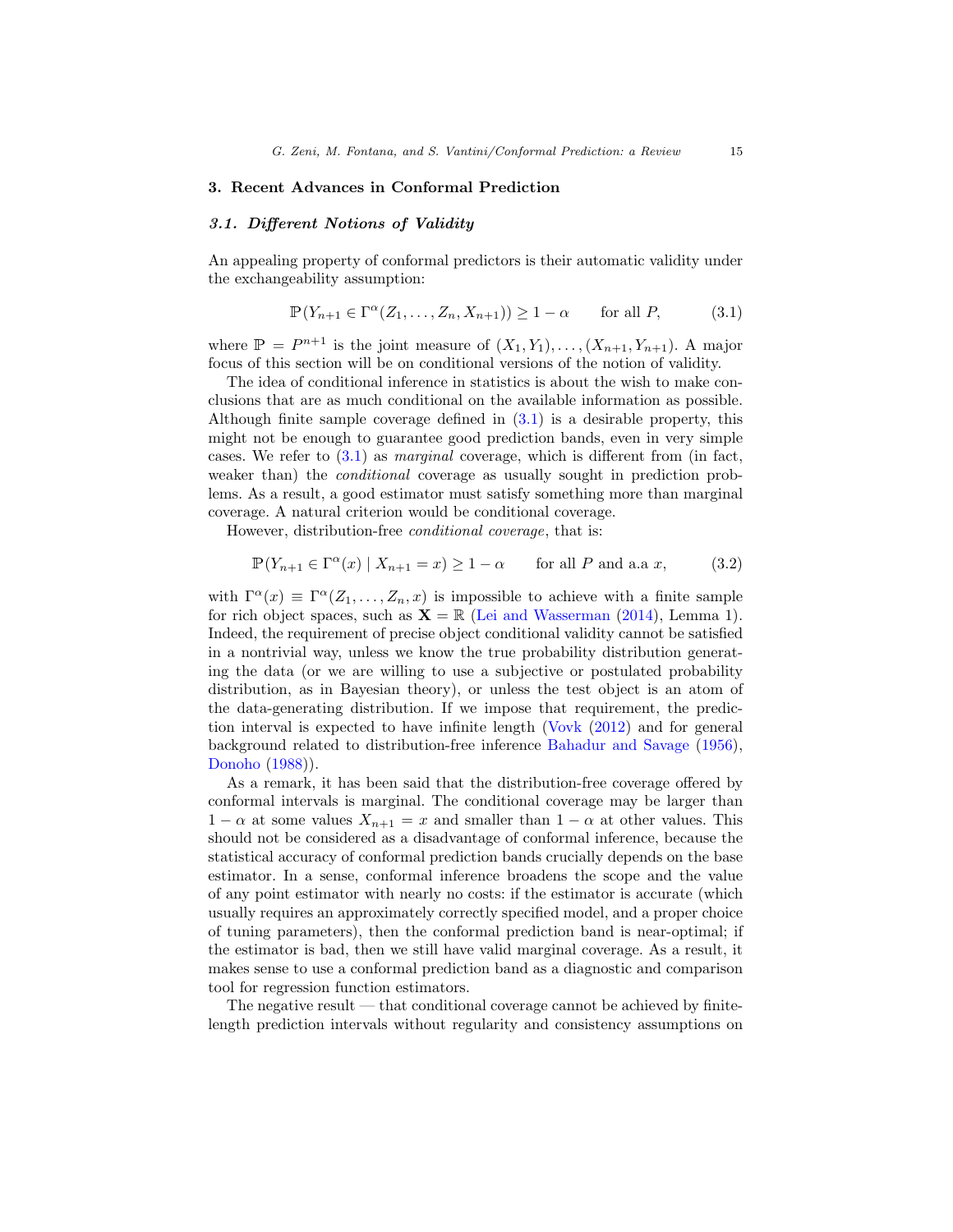## 3. Recent Advances in Conformal Prediction

### 3.1. Different Notions of Validity

An appealing property of conformal predictors is their automatic validity under the exchangeability assumption:

$$\mathbb{P}(Y_{n+1} \in \Gamma^{\alpha}(Z_1, \dots, Z_n, X_{n+1})) \geq 1 - \alpha \qquad \text{for all } P, \tag{3.1}$$

where $\mathbb{P} = P^{n+1}$ is the joint measure of $(X_1, Y_1), \dots, (X_{n+1}, Y_{n+1})$. A major focus of this section will be on conditional versions of the notion of validity.

The idea of conditional inference in statistics is about the wish to make conclusions that are as much conditional on the available information as possible. Although finite sample coverage defined in (3.1) is a desirable property, this might not be enough to guarantee good prediction bands, even in very simple cases. We refer to (3.1) as *marginal* coverage, which is different from (in fact, weaker than) the *conditional* coverage as usually sought in prediction problems. As a result, a good estimator must satisfy something more than marginal coverage. A natural criterion would be conditional coverage.

However, distribution-free *conditional coverage*, that is:

$$\mathbb{P}(Y_{n+1} \in \Gamma^{\alpha}(x) \mid X_{n+1} = x) \geq 1 - \alpha \qquad \text{for all } P \text{ and a.a } x, \tag{3.2}$$

with $\Gamma^{\alpha}(x) \equiv \Gamma^{\alpha}(Z_1, \dots, Z_n, x)$ is impossible to achieve with a finite sample for rich object spaces, such as $\mathbf{X} = \mathbb{R}$ (Lei and Wasserman (2014), Lemma 1). Indeed, the requirement of precise object conditional validity cannot be satisfied in a nontrivial way, unless we know the true probability distribution generating the data (or we are willing to use a subjective or postulated probability distribution, as in Bayesian theory), or unless the test object is an atom of the data-generating distribution. If we impose that requirement, the prediction interval is expected to have infinite length (Vovk (2012) and for general background related to distribution-free inference Bahadur and Savage (1956), Donoho (1988)).

As a remark, it has been said that the distribution-free coverage offered by conformal intervals is marginal. The conditional coverage may be larger than $1 - \alpha$ at some values $X_{n+1} = x$ and smaller than $1 - \alpha$ at other values. This should not be considered as a disadvantage of conformal inference, because the statistical accuracy of conformal prediction bands crucially depends on the base estimator. In a sense, conformal inference broadens the scope and the value of any point estimator with nearly no costs: if the estimator is accurate (which usually requires an approximately correctly specified model, and a proper choice of tuning parameters), then the conformal prediction band is near-optimal; if the estimator is bad, then we still have valid marginal coverage. As a result, it makes sense to use a conformal prediction band as a diagnostic and comparison tool for regression function estimators.

The negative result — that conditional coverage cannot be achieved by finite-length prediction intervals without regularity and consistency assumptions on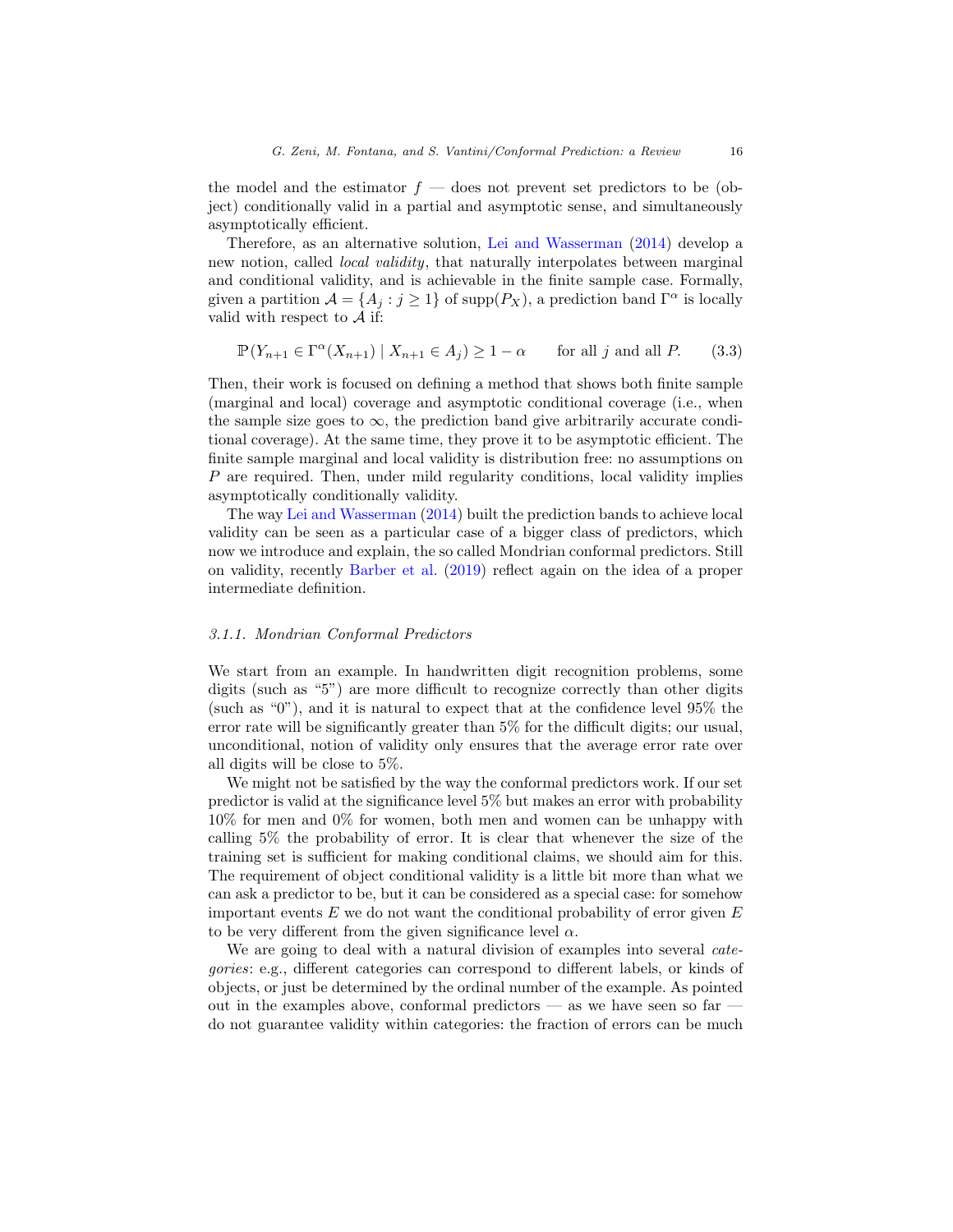the model and the estimator $f$ — does not prevent set predictors to be (object) conditionally valid in a partial and asymptotic sense, and simultaneously asymptotically efficient.

Therefore, as an alternative solution, Lei and Wasserman (2014) develop a new notion, called *local validity*, that naturally interpolates between marginal and conditional validity, and is achievable in the finite sample case. Formally, given a partition $\mathcal{A} = \{A_j : j \geq 1\}$ of $\text{supp}(P_X)$, a prediction band $\Gamma^\alpha$ is locally valid with respect to $\mathcal{A}$ if:

$$\mathbb{P}(Y_{n+1} \in \Gamma^\alpha(X_{n+1}) \mid X_{n+1} \in A_j) \geq 1 - \alpha \qquad \text{for all } j \text{ and all } P. \tag{3.3}$$

Then, their work is focused on defining a method that shows both finite sample (marginal and local) coverage and asymptotic conditional coverage (i.e., when the sample size goes to $\infty$, the prediction band give arbitrarily accurate conditional coverage). At the same time, they prove it to be asymptotic efficient. The finite sample marginal and local validity is distribution free: no assumptions on $P$ are required. Then, under mild regularity conditions, local validity implies asymptotically conditionally validity.

The way Lei and Wasserman (2014) built the prediction bands to achieve local validity can be seen as a particular case of a bigger class of predictors, which now we introduce and explain, the so called Mondrian conformal predictors. Still on validity, recently Barber et al. (2019) reflect again on the idea of a proper intermediate definition.

### 3.1.1. Mondrian Conformal Predictors

We start from an example. In handwritten digit recognition problems, some digits (such as "5") are more difficult to recognize correctly than other digits (such as "0"), and it is natural to expect that at the confidence level 95% the error rate will be significantly greater than 5% for the difficult digits; our usual, unconditional, notion of validity only ensures that the average error rate over all digits will be close to 5%.

We might not be satisfied by the way the conformal predictors work. If our set predictor is valid at the significance level 5% but makes an error with probability 10% for men and 0% for women, both men and women can be unhappy with calling 5% the probability of error. It is clear that whenever the size of the training set is sufficient for making conditional claims, we should aim for this. The requirement of object conditional validity is a little bit more than what we can ask a predictor to be, but it can be considered as a special case: for somehow important events $E$ we do not want the conditional probability of error given $E$ to be very different from the given significance level $\alpha$.

We are going to deal with a natural division of examples into several *categories*: e.g., different categories can correspond to different labels, or kinds of objects, or just be determined by the ordinal number of the example. As pointed out in the examples above, conformal predictors — as we have seen so far — do not guarantee validity within categories: the fraction of errors can be much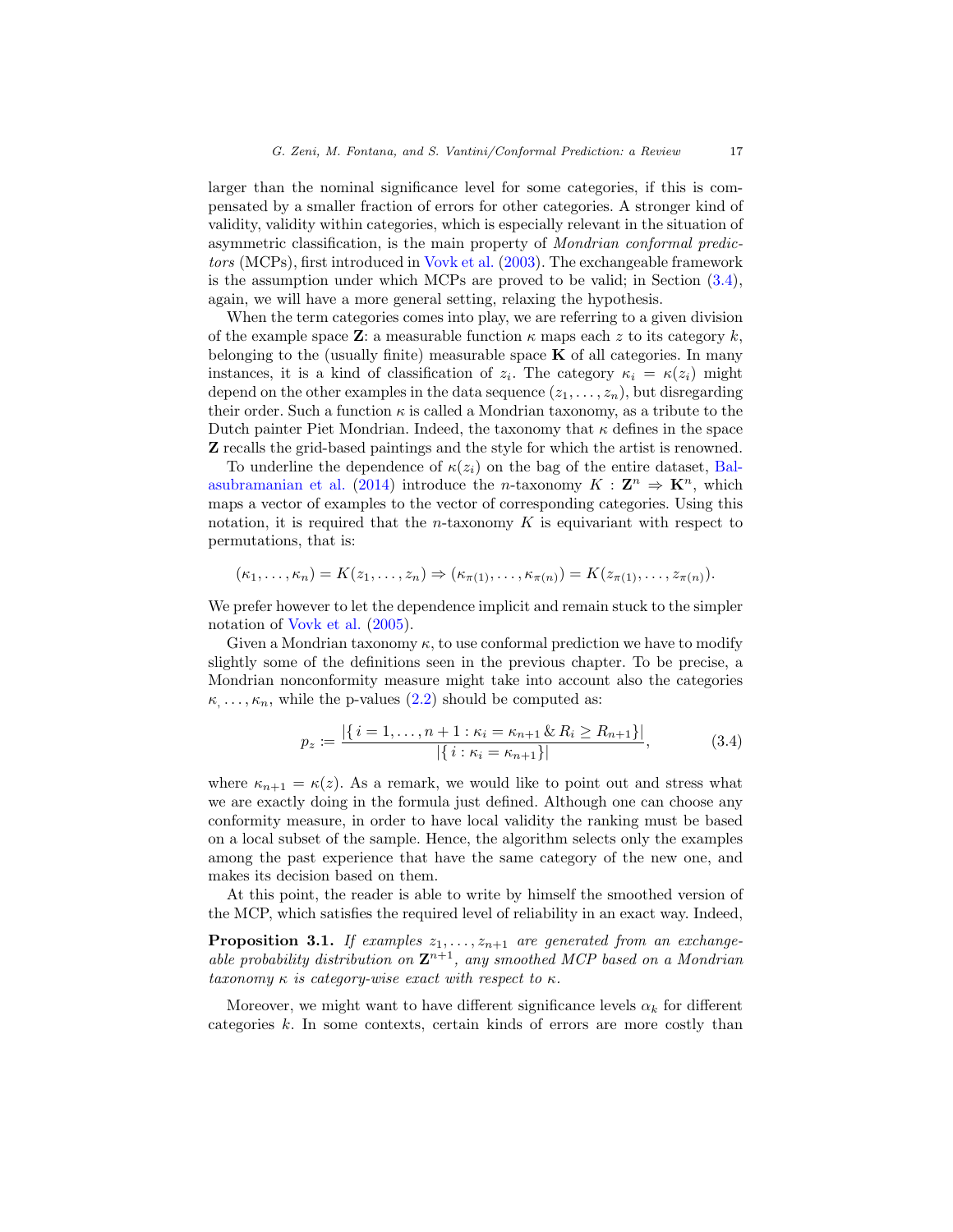larger than the nominal significance level for some categories, if this is compensated by a smaller fraction of errors for other categories. A stronger kind of validity, validity within categories, which is especially relevant in the situation of asymmetric classification, is the main property of *Mondrian conformal predictors* (MCPs), first introduced in Vovk et al. (2003). The exchangeable framework is the assumption under which MCPs are proved to be valid; in Section (3.4), again, we will have a more general setting, relaxing the hypothesis.

When the term categories comes into play, we are referring to a given division of the example space $\mathbf{Z}$: a measurable function $\kappa$ maps each $z$ to its category $k$, belonging to the (usually finite) measurable space $\mathbf{K}$ of all categories. In many instances, it is a kind of classification of $z_i$. The category $\kappa_i = \kappa(z_i)$ might depend on the other examples in the data sequence $(z_1, \ldots, z_n)$, but disregarding their order. Such a function $\kappa$ is called a Mondrian taxonomy, as a tribute to the Dutch painter Piet Mondrian. Indeed, the taxonomy that $\kappa$ defines in the space $\mathbf{Z}$ recalls the grid-based paintings and the style for which the artist is renowned.

To underline the dependence of $\kappa(z_i)$ on the bag of the entire dataset, Balasubramanian et al. (2014) introduce the $n$-taxonomy $K : \mathbf{Z}^n \Rightarrow \mathbf{K}^n$, which maps a vector of examples to the vector of corresponding categories. Using this notation, it is required that the $n$-taxonomy $K$ is equivariant with respect to permutations, that is:

$$(\kappa_1, \ldots, \kappa_n) = K(z_1, \ldots, z_n) \Rightarrow (\kappa_{\pi(1)}, \ldots, \kappa_{\pi(n)}) = K(z_{\pi(1)}, \ldots, z_{\pi(n)}).$$

We prefer however to let the dependence implicit and remain stuck to the simpler notation of Vovk et al. (2005).

Given a Mondrian taxonomy $\kappa$, to use conformal prediction we have to modify slightly some of the definitions seen in the previous chapter. To be precise, a Mondrian nonconformity measure might take into account also the categories $\kappa_, \ldots, \kappa_n$, while the p-values (2.2) should be computed as:

$$p_z := \frac{|\{\, i = 1, \ldots, n+1 : \kappa_i = \kappa_{n+1} \,\&\, R_i \geq R_{n+1} \}|}{|\{\, i : \kappa_i = \kappa_{n+1} \}|}, \tag{3.4}$$

where $\kappa_{n+1} = \kappa(z)$. As a remark, we would like to point out and stress what we are exactly doing in the formula just defined. Although one can choose any conformity measure, in order to have local validity the ranking must be based on a local subset of the sample. Hence, the algorithm selects only the examples among the past experience that have the same category of the new one, and makes its decision based on them.

At this point, the reader is able to write by himself the smoothed version of the MCP, which satisfies the required level of reliability in an exact way. Indeed,

**Proposition 3.1.** *If examples $z_1, \ldots, z_{n+1}$ are generated from an exchangeable probability distribution on $\mathbf{Z}^{n+1}$, any smoothed MCP based on a Mondrian taxonomy $\kappa$ is category-wise exact with respect to $\kappa$.*

Moreover, we might want to have different significance levels $\alpha_k$ for different categories $k$. In some contexts, certain kinds of errors are more costly than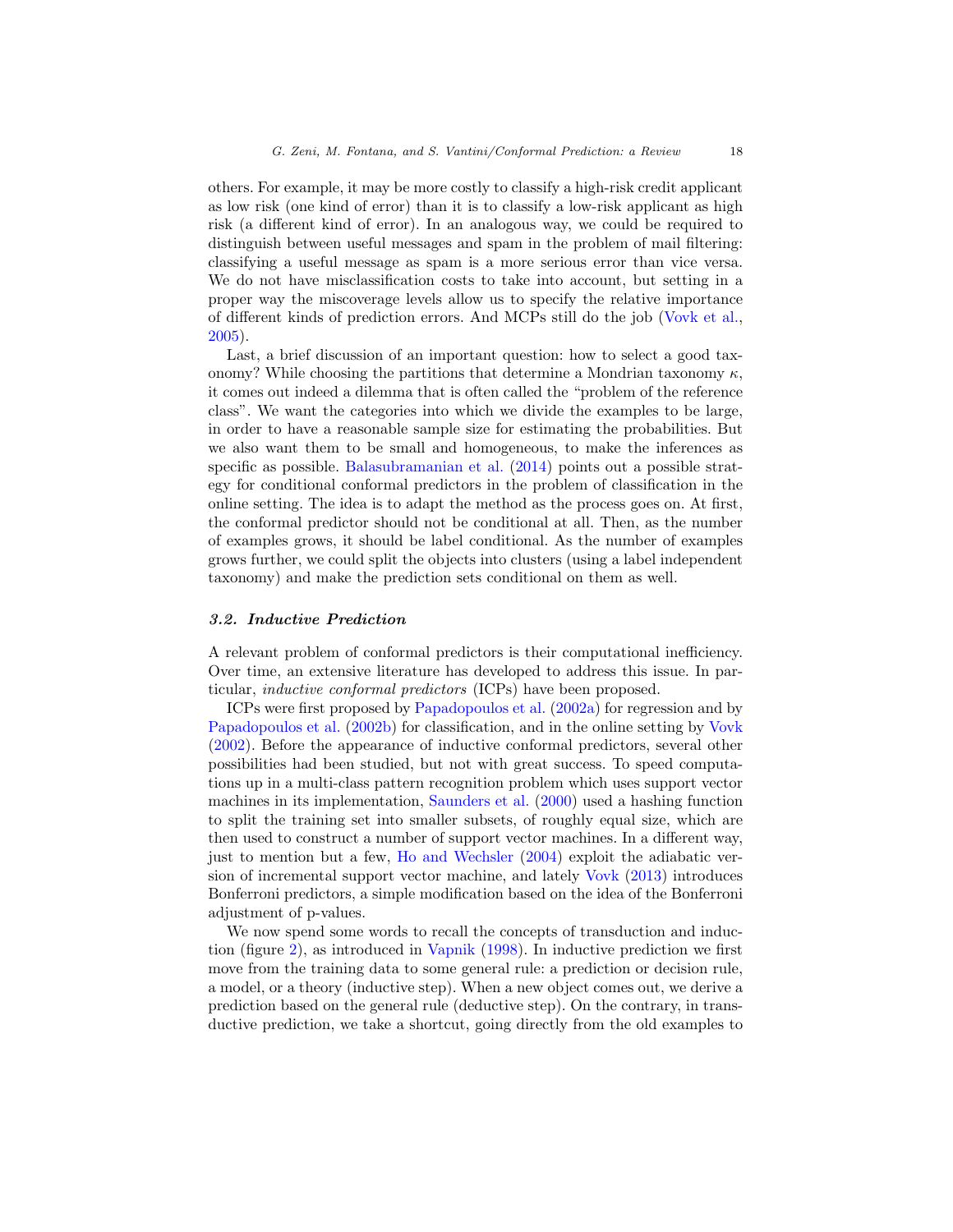others. For example, it may be more costly to classify a high-risk credit applicant as low risk (one kind of error) than it is to classify a low-risk applicant as high risk (a different kind of error). In an analogous way, we could be required to distinguish between useful messages and spam in the problem of mail filtering: classifying a useful message as spam is a more serious error than vice versa. We do not have misclassification costs to take into account, but setting in a proper way the miscoverage levels allow us to specify the relative importance of different kinds of prediction errors. And MCPs still do the job (Vovk et al., 2005).

Last, a brief discussion of an important question: how to select a good taxonomy? While choosing the partitions that determine a Mondrian taxonomy $\kappa$, it comes out indeed a dilemma that is often called the "problem of the reference class". We want the categories into which we divide the examples to be large, in order to have a reasonable sample size for estimating the probabilities. But we also want them to be small and homogeneous, to make the inferences as specific as possible. Balasubramanian et al. (2014) points out a possible strategy for conditional conformal predictors in the problem of classification in the online setting. The idea is to adapt the method as the process goes on. At first, the conformal predictor should not be conditional at all. Then, as the number of examples grows, it should be label conditional. As the number of examples grows further, we could split the objects into clusters (using a label independent taxonomy) and make the prediction sets conditional on them as well.

### 3.2. Inductive Prediction

A relevant problem of conformal predictors is their computational inefficiency. Over time, an extensive literature has developed to address this issue. In particular, *inductive conformal predictors* (ICPs) have been proposed.

ICPs were first proposed by Papadopoulos et al. (2002a) for regression and by Papadopoulos et al. (2002b) for classification, and in the online setting by Vovk (2002). Before the appearance of inductive conformal predictors, several other possibilities had been studied, but not with great success. To speed computations up in a multi-class pattern recognition problem which uses support vector machines in its implementation, Saunders et al. (2000) used a hashing function to split the training set into smaller subsets, of roughly equal size, which are then used to construct a number of support vector machines. In a different way, just to mention but a few, Ho and Wechsler (2004) exploit the adiabatic version of incremental support vector machine, and lately Vovk (2013) introduces Bonferroni predictors, a simple modification based on the idea of the Bonferroni adjustment of p-values.

We now spend some words to recall the concepts of transduction and induction (figure 2), as introduced in Vapnik (1998). In inductive prediction we first move from the training data to some general rule: a prediction or decision rule, a model, or a theory (inductive step). When a new object comes out, we derive a prediction based on the general rule (deductive step). On the contrary, in transductive prediction, we take a shortcut, going directly from the old examples to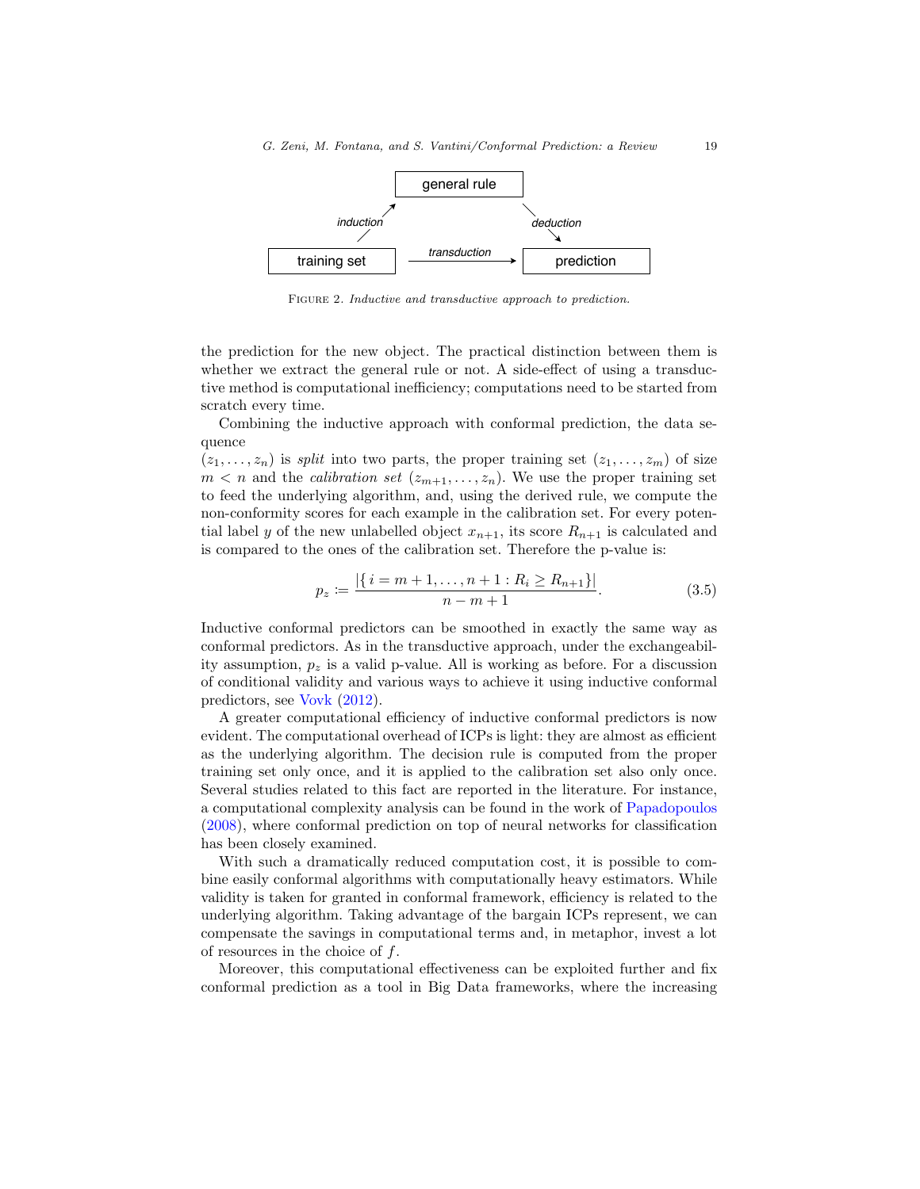general rule

training set → prediction

induction, deduction, transduction

FIGURE 2. *Inductive and transductive approach to prediction.*

the prediction for the new object. The practical distinction between them is whether we extract the general rule or not. A side-effect of using a transductive method is computational inefficiency; computations need to be started from scratch every time.

Combining the inductive approach with conformal prediction, the data sequence $(z_1, \ldots, z_n)$ is *split* into two parts, the proper training set $(z_1, \ldots, z_m)$ of size $m < n$ and the *calibration set* $(z_{m+1}, \ldots, z_n)$. We use the proper training set to feed the underlying algorithm, and, using the derived rule, we compute the non-conformity scores for each example in the calibration set. For every potential label $y$ of the new unlabelled object $x_{n+1}$, its score $R_{n+1}$ is calculated and is compared to the ones of the calibration set. Therefore the p-value is:

$$p_z := \frac{|\{\, i = m+1, \ldots, n+1 : R_i \geq R_{n+1}\}|}{n - m + 1}. \tag{3.5}$$

Inductive conformal predictors can be smoothed in exactly the same way as conformal predictors. As in the transductive approach, under the exchangeability assumption, $p_z$ is a valid p-value. All is working as before. For a discussion of conditional validity and various ways to achieve it using inductive conformal predictors, see Vovk (2012).

A greater computational efficiency of inductive conformal predictors is now evident. The computational overhead of ICPs is light: they are almost as efficient as the underlying algorithm. The decision rule is computed from the proper training set only once, and it is applied to the calibration set also only once. Several studies related to this fact are reported in the literature. For instance, a computational complexity analysis can be found in the work of Papadopoulos (2008), where conformal prediction on top of neural networks for classification has been closely examined.

With such a dramatically reduced computation cost, it is possible to combine easily conformal algorithms with computationally heavy estimators. While validity is taken for granted in conformal framework, efficiency is related to the underlying algorithm. Taking advantage of the bargain ICPs represent, we can compensate the savings in computational terms and, in metaphor, invest a lot of resources in the choice of $f$.

Moreover, this computational effectiveness can be exploited further and fix conformal prediction as a tool in Big Data frameworks, where the increasing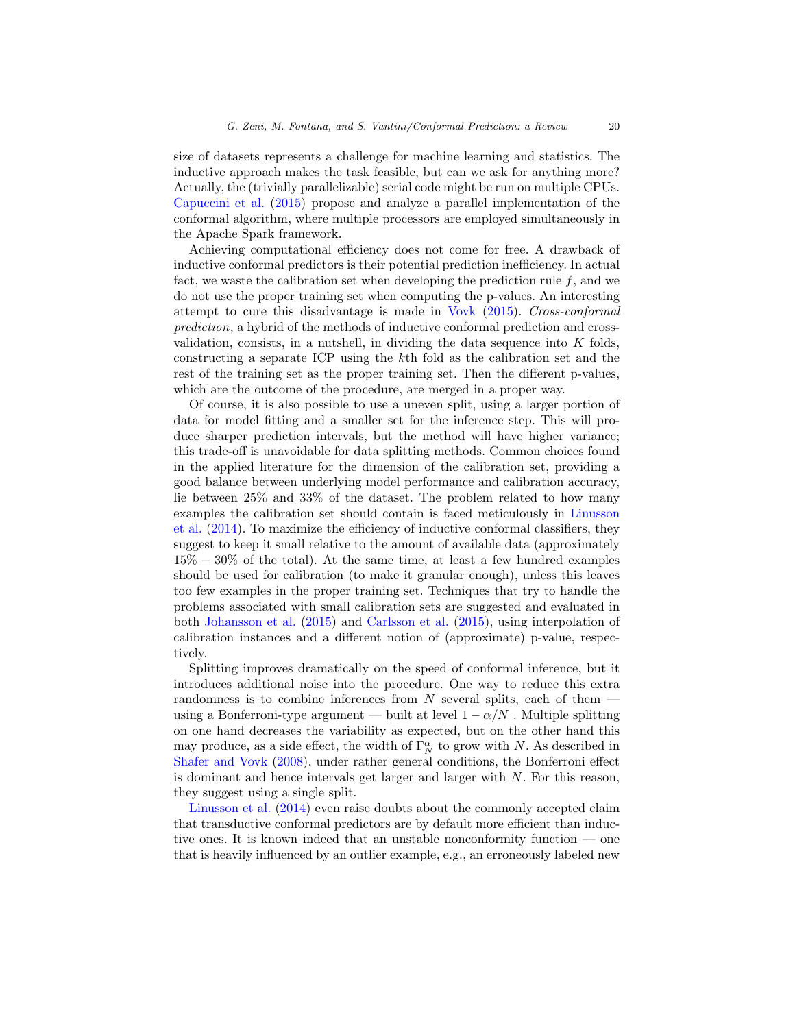size of datasets represents a challenge for machine learning and statistics. The inductive approach makes the task feasible, but can we ask for anything more? Actually, the (trivially parallelizable) serial code might be run on multiple CPUs. Capuccini et al. (2015) propose and analyze a parallel implementation of the conformal algorithm, where multiple processors are employed simultaneously in the Apache Spark framework.

Achieving computational efficiency does not come for free. A drawback of inductive conformal predictors is their potential prediction inefficiency. In actual fact, we waste the calibration set when developing the prediction rule $f$, and we do not use the proper training set when computing the p-values. An interesting attempt to cure this disadvantage is made in Vovk (2015). *Cross-conformal prediction*, a hybrid of the methods of inductive conformal prediction and cross-validation, consists, in a nutshell, in dividing the data sequence into $K$ folds, constructing a separate ICP using the $k$th fold as the calibration set and the rest of the training set as the proper training set. Then the different p-values, which are the outcome of the procedure, are merged in a proper way.

Of course, it is also possible to use a uneven split, using a larger portion of data for model fitting and a smaller set for the inference step. This will produce sharper prediction intervals, but the method will have higher variance; this trade-off is unavoidable for data splitting methods. Common choices found in the applied literature for the dimension of the calibration set, providing a good balance between underlying model performance and calibration accuracy, lie between 25% and 33% of the dataset. The problem related to how many examples the calibration set should contain is faced meticulously in Linusson et al. (2014). To maximize the efficiency of inductive conformal classifiers, they suggest to keep it small relative to the amount of available data (approximately $15\% - 30\%$ of the total). At the same time, at least a few hundred examples should be used for calibration (to make it granular enough), unless this leaves too few examples in the proper training set. Techniques that try to handle the problems associated with small calibration sets are suggested and evaluated in both Johansson et al. (2015) and Carlsson et al. (2015), using interpolation of calibration instances and a different notion of (approximate) p-value, respectively.

Splitting improves dramatically on the speed of conformal inference, but it introduces additional noise into the procedure. One way to reduce this extra randomness is to combine inferences from $N$ several splits, each of them — using a Bonferroni-type argument — built at level $1 - \alpha/N$ . Multiple splitting on one hand decreases the variability as expected, but on the other hand this may produce, as a side effect, the width of $\Gamma_N^\alpha$ to grow with $N$. As described in Shafer and Vovk (2008), under rather general conditions, the Bonferroni effect is dominant and hence intervals get larger and larger with $N$. For this reason, they suggest using a single split.

Linusson et al. (2014) even raise doubts about the commonly accepted claim that transductive conformal predictors are by default more efficient than inductive ones. It is known indeed that an unstable nonconformity function — one that is heavily influenced by an outlier example, e.g., an erroneously labeled new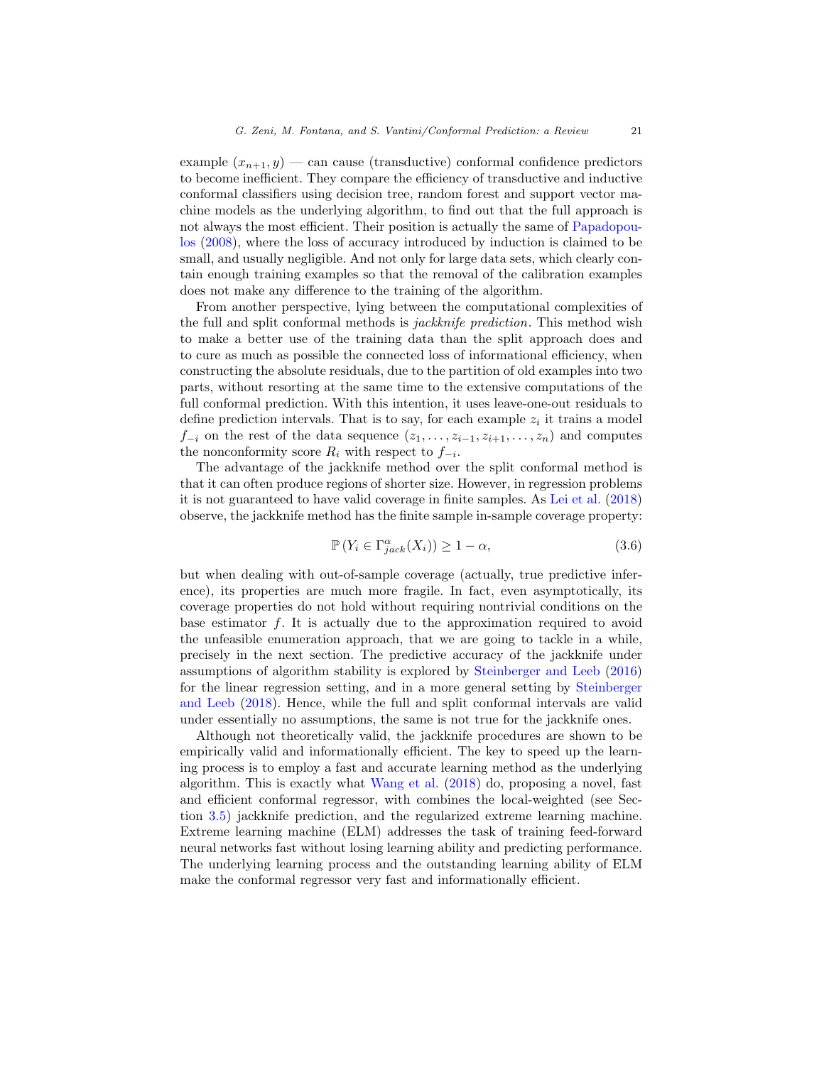example $(x_{n+1}, y)$ — can cause (transductive) conformal confidence predictors to become inefficient. They compare the efficiency of transductive and inductive conformal classifiers using decision tree, random forest and support vector machine models as the underlying algorithm, to find out that the full approach is not always the most efficient. Their position is actually the same of Papadopoulos (2008), where the loss of accuracy introduced by induction is claimed to be small, and usually negligible. And not only for large data sets, which clearly contain enough training examples so that the removal of the calibration examples does not make any difference to the training of the algorithm.

From another perspective, lying between the computational complexities of the full and split conformal methods is *jackknife prediction*. This method wish to make a better use of the training data than the split approach does and to cure as much as possible the connected loss of informational efficiency, when constructing the absolute residuals, due to the partition of old examples into two parts, without resorting at the same time to the extensive computations of the full conformal prediction. With this intention, it uses leave-one-out residuals to define prediction intervals. That is to say, for each example $z_i$ it trains a model $f_{-i}$ on the rest of the data sequence $(z_1, \ldots, z_{i-1}, z_{i+1}, \ldots, z_n)$ and computes the nonconformity score $R_i$ with respect to $f_{-i}$.

The advantage of the jackknife method over the split conformal method is that it can often produce regions of shorter size. However, in regression problems it is not guaranteed to have valid coverage in finite samples. As Lei et al. (2018) observe, the jackknife method has the finite sample in-sample coverage property:

$$\mathbb{P}\left(Y_i \in \Gamma^{\alpha}_{jack}(X_i)\right) \geq 1 - \alpha, \tag{3.6}$$

but when dealing with out-of-sample coverage (actually, true predictive inference), its properties are much more fragile. In fact, even asymptotically, its coverage properties do not hold without requiring nontrivial conditions on the base estimator $f$. It is actually due to the approximation required to avoid the unfeasible enumeration approach, that we are going to tackle in a while, precisely in the next section. The predictive accuracy of the jackknife under assumptions of algorithm stability is explored by Steinberger and Leeb (2016) for the linear regression setting, and in a more general setting by Steinberger and Leeb (2018). Hence, while the full and split conformal intervals are valid under essentially no assumptions, the same is not true for the jackknife ones.

Although not theoretically valid, the jackknife procedures are shown to be empirically valid and informationally efficient. The key to speed up the learning process is to employ a fast and accurate learning method as the underlying algorithm. This is exactly what Wang et al. (2018) do, proposing a novel, fast and efficient conformal regressor, with combines the local-weighted (see Section 3.5) jackknife prediction, and the regularized extreme learning machine. Extreme learning machine (ELM) addresses the task of training feed-forward neural networks fast without losing learning ability and predicting performance. The underlying learning process and the outstanding learning ability of ELM make the conformal regressor very fast and informationally efficient.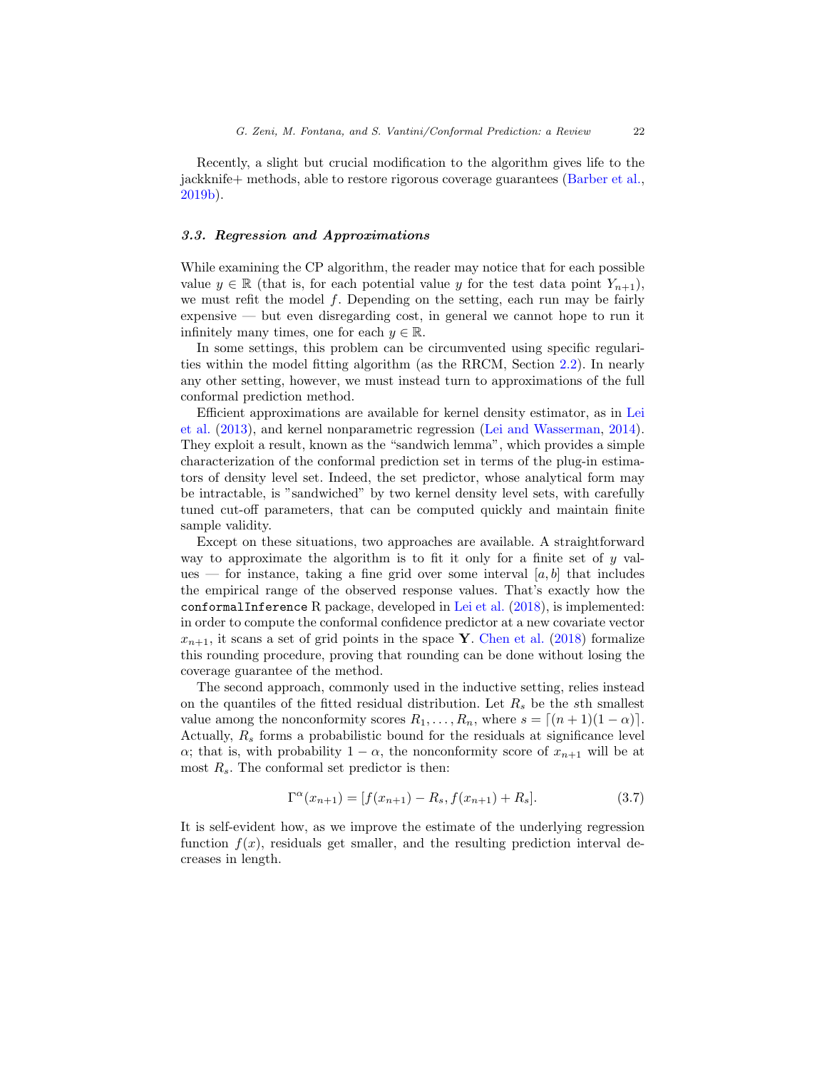Recently, a slight but crucial modification to the algorithm gives life to the jackknife+ methods, able to restore rigorous coverage guarantees (Barber et al., 2019b).

### *3.3. Regression and Approximations*

While examining the CP algorithm, the reader may notice that for each possible value $y \in \mathbb{R}$ (that is, for each potential value $y$ for the test data point $Y_{n+1}$), we must refit the model $f$. Depending on the setting, each run may be fairly expensive — but even disregarding cost, in general we cannot hope to run it infinitely many times, one for each $y \in \mathbb{R}$.

In some settings, this problem can be circumvented using specific regularities within the model fitting algorithm (as the RRCM, Section 2.2). In nearly any other setting, however, we must instead turn to approximations of the full conformal prediction method.

Efficient approximations are available for kernel density estimator, as in Lei et al. (2013), and kernel nonparametric regression (Lei and Wasserman, 2014). They exploit a result, known as the "sandwich lemma", which provides a simple characterization of the conformal prediction set in terms of the plug-in estimators of density level set. Indeed, the set predictor, whose analytical form may be intractable, is "sandwiched" by two kernel density level sets, with carefully tuned cut-off parameters, that can be computed quickly and maintain finite sample validity.

Except on these situations, two approaches are available. A straightforward way to approximate the algorithm is to fit it only for a finite set of $y$ values — for instance, taking a fine grid over some interval $[a, b]$ that includes the empirical range of the observed response values. That's exactly how the `conformalInference` R package, developed in Lei et al. (2018), is implemented: in order to compute the conformal confidence predictor at a new covariate vector $x_{n+1}$, it scans a set of grid points in the space $\mathbf{Y}$. Chen et al. (2018) formalize this rounding procedure, proving that rounding can be done without losing the coverage guarantee of the method.

The second approach, commonly used in the inductive setting, relies instead on the quantiles of the fitted residual distribution. Let $R_s$ be the $s$th smallest value among the nonconformity scores $R_1, \ldots, R_n$, where $s = \lceil (n+1)(1-\alpha) \rceil$. Actually, $R_s$ forms a probabilistic bound for the residuals at significance level $\alpha$; that is, with probability $1 - \alpha$, the nonconformity score of $x_{n+1}$ will be at most $R_s$. The conformal set predictor is then:

$$\Gamma^{\alpha}(x_{n+1}) = [f(x_{n+1}) - R_s, f(x_{n+1}) + R_s]. \tag{3.7}$$

It is self-evident how, as we improve the estimate of the underlying regression function $f(x)$, residuals get smaller, and the resulting prediction interval decreases in length.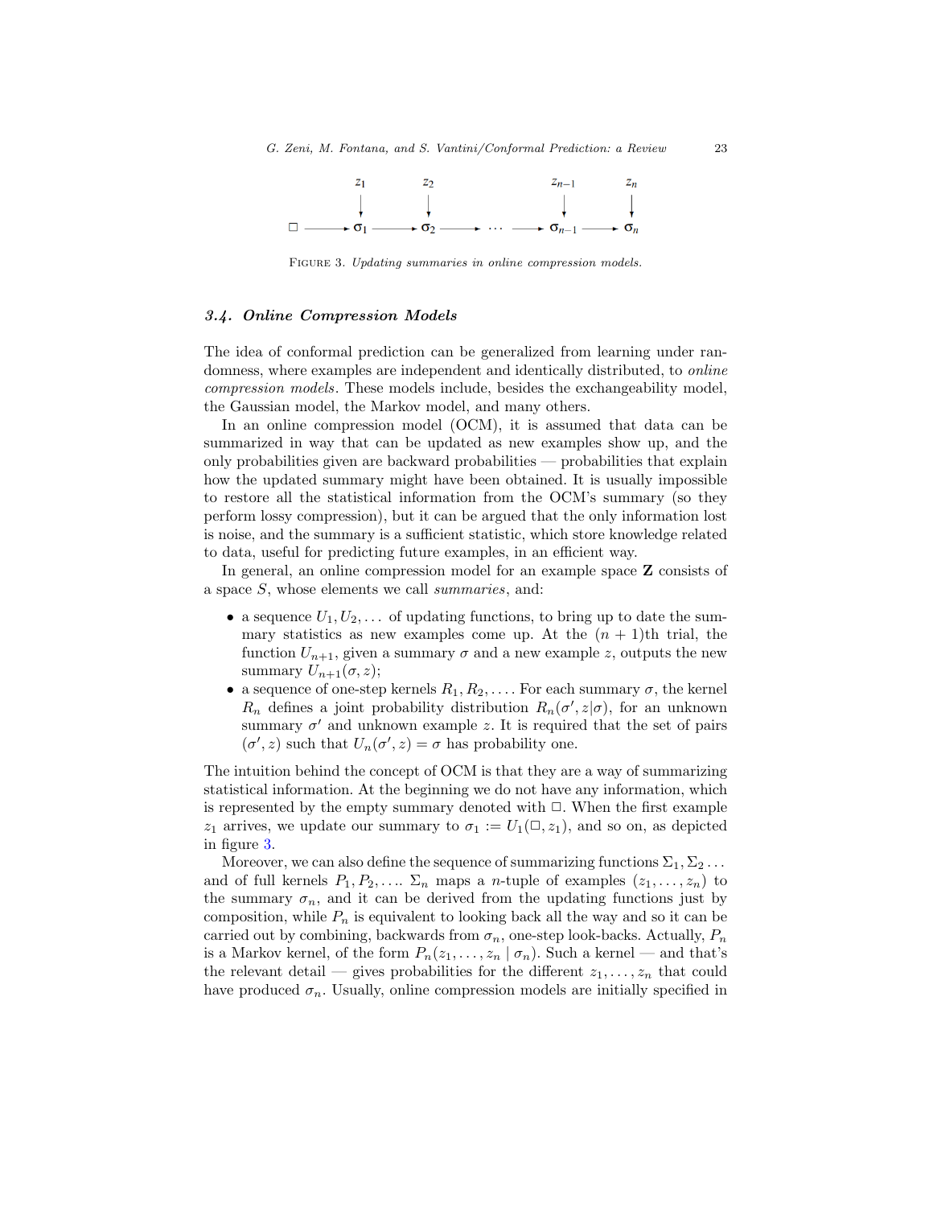FIGURE 3. *Updating summaries in online compression models.*

### 3.4. Online Compression Models

The idea of conformal prediction can be generalized from learning under randomness, where examples are independent and identically distributed, to *online compression models*. These models include, besides the exchangeability model, the Gaussian model, the Markov model, and many others.

In an online compression model (OCM), it is assumed that data can be summarized in way that can be updated as new examples show up, and the only probabilities given are backward probabilities — probabilities that explain how the updated summary might have been obtained. It is usually impossible to restore all the statistical information from the OCM's summary (so they perform lossy compression), but it can be argued that the only information lost is noise, and the summary is a sufficient statistic, which store knowledge related to data, useful for predicting future examples, in an efficient way.

In general, an online compression model for an example space $\mathbf{Z}$ consists of a space $S$, whose elements we call *summaries*, and:

- a sequence $U_1, U_2, \ldots$ of updating functions, to bring up to date the summary statistics as new examples come up. At the $(n+1)$th trial, the function $U_{n+1}$, given a summary $\sigma$ and a new example $z$, outputs the new summary $U_{n+1}(\sigma, z)$;
- a sequence of one-step kernels $R_1, R_2, \ldots$. For each summary $\sigma$, the kernel $R_n$ defines a joint probability distribution $R_n(\sigma', z|\sigma)$, for an unknown summary $\sigma'$ and unknown example $z$. It is required that the set of pairs $(\sigma', z)$ such that $U_n(\sigma', z) = \sigma$ has probability one.

The intuition behind the concept of OCM is that they are a way of summarizing statistical information. At the beginning we do not have any information, which is represented by the empty summary denoted with $\Box$. When the first example $z_1$ arrives, we update our summary to $\sigma_1 := U_1(\Box, z_1)$, and so on, as depicted in figure 3.

Moreover, we can also define the sequence of summarizing functions $\Sigma_1, \Sigma_2 \ldots$ and of full kernels $P_1, P_2, \ldots$. $\Sigma_n$ maps a $n$-tuple of examples $(z_1, \ldots, z_n)$ to the summary $\sigma_n$, and it can be derived from the updating functions just by composition, while $P_n$ is equivalent to looking back all the way and so it can be carried out by combining, backwards from $\sigma_n$, one-step look-backs. Actually, $P_n$ is a Markov kernel, of the form $P_n(z_1, \ldots, z_n \mid \sigma_n)$. Such a kernel — and that's the relevant detail — gives probabilities for the different $z_1, \ldots, z_n$ that could have produced $\sigma_n$. Usually, online compression models are initially specified in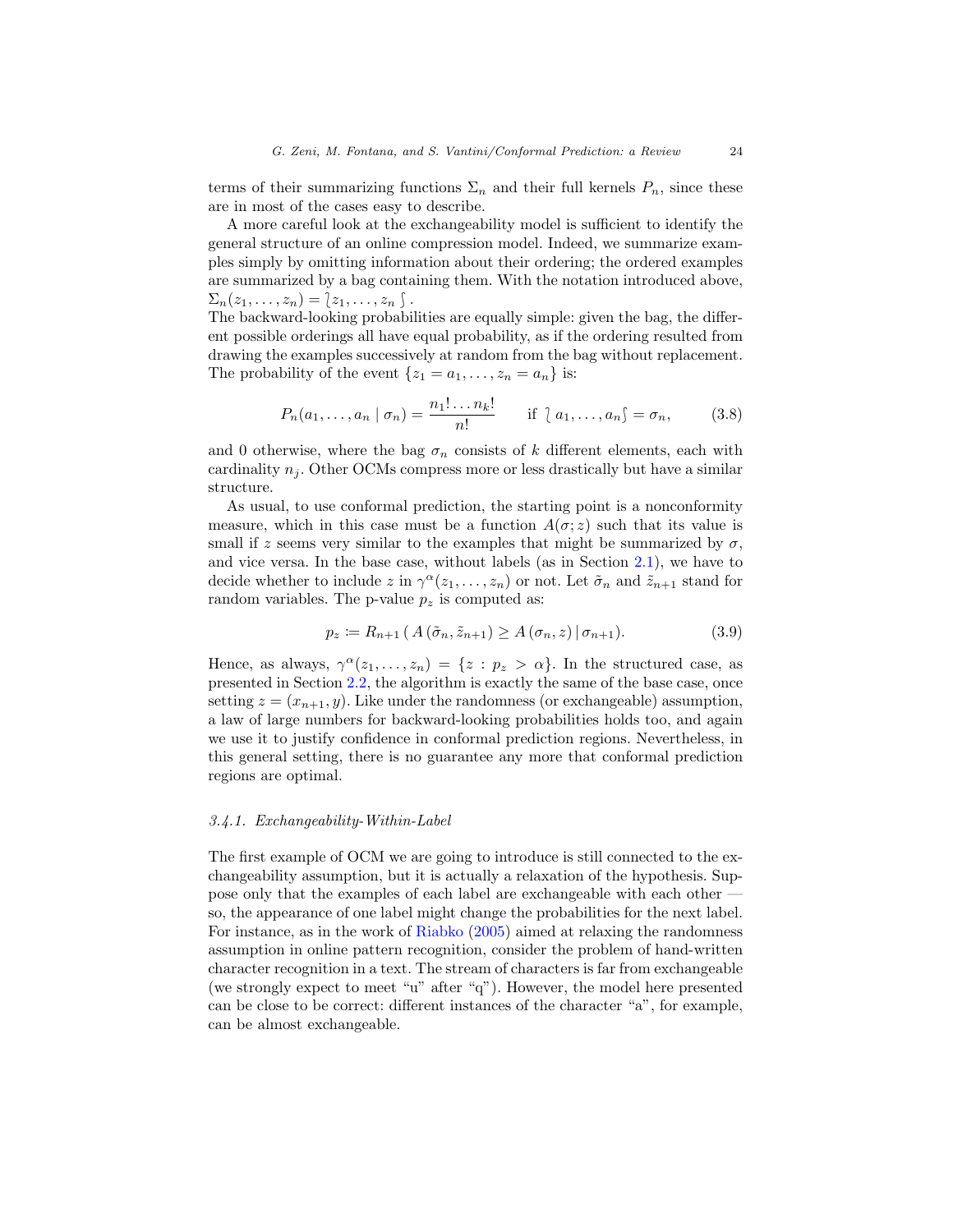terms of their summarizing functions $\Sigma_n$ and their full kernels $P_n$, since these are in most of the cases easy to describe.

A more careful look at the exchangeability model is sufficient to identify the general structure of an online compression model. Indeed, we summarize examples simply by omitting information about their ordering; the ordered examples are summarized by a bag containing them. With the notation introduced above, $\Sigma_n(z_1, \ldots, z_n) = \wr z_1, \ldots, z_n \int$.
The backward-looking probabilities are equally simple: given the bag, the different possible orderings all have equal probability, as if the ordering resulted from drawing the examples successively at random from the bag without replacement. The probability of the event $\{z_1 = a_1, \ldots, z_n = a_n\}$ is:

$$P_n(a_1, \ldots, a_n \mid \sigma_n) = \frac{n_1! \ldots n_k!}{n!} \qquad \text{if } \wr\, a_1, \ldots, a_n \int = \sigma_n, \tag{3.8}$$

and 0 otherwise, where the bag $\sigma_n$ consists of $k$ different elements, each with cardinality $n_j$. Other OCMs compress more or less drastically but have a similar structure.

As usual, to use conformal prediction, the starting point is a nonconformity measure, which in this case must be a function $A(\sigma; z)$ such that its value is small if $z$ seems very similar to the examples that might be summarized by $\sigma$, and vice versa. In the base case, without labels (as in Section 2.1), we have to decide whether to include $z$ in $\gamma^\alpha(z_1, \ldots, z_n)$ or not. Let $\tilde{\sigma}_n$ and $\tilde{z}_{n+1}$ stand for random variables. The p-value $p_z$ is computed as:

$$p_z \coloneqq R_{n+1}\left( A\left(\tilde{\sigma}_n, \tilde{z}_{n+1}\right) \geq A\left(\sigma_n, z\right) \middle| \, \sigma_{n+1}\right). \tag{3.9}$$

Hence, as always, $\gamma^\alpha(z_1, \ldots, z_n) = \{z : p_z > \alpha\}$. In the structured case, as presented in Section 2.2, the algorithm is exactly the same of the base case, once setting $z = (x_{n+1}, y)$. Like under the randomness (or exchangeable) assumption, a law of large numbers for backward-looking probabilities holds too, and again we use it to justify confidence in conformal prediction regions. Nevertheless, in this general setting, there is no guarantee any more that conformal prediction regions are optimal.

### 3.4.1. Exchangeability-Within-Label

The first example of OCM we are going to introduce is still connected to the exchangeability assumption, but it is actually a relaxation of the hypothesis. Suppose only that the examples of each label are exchangeable with each other — so, the appearance of one label might change the probabilities for the next label. For instance, as in the work of Riabko (2005) aimed at relaxing the randomness assumption in online pattern recognition, consider the problem of hand-written character recognition in a text. The stream of characters is far from exchangeable (we strongly expect to meet "u" after "q"). However, the model here presented can be close to be correct: different instances of the character "a", for example, can be almost exchangeable.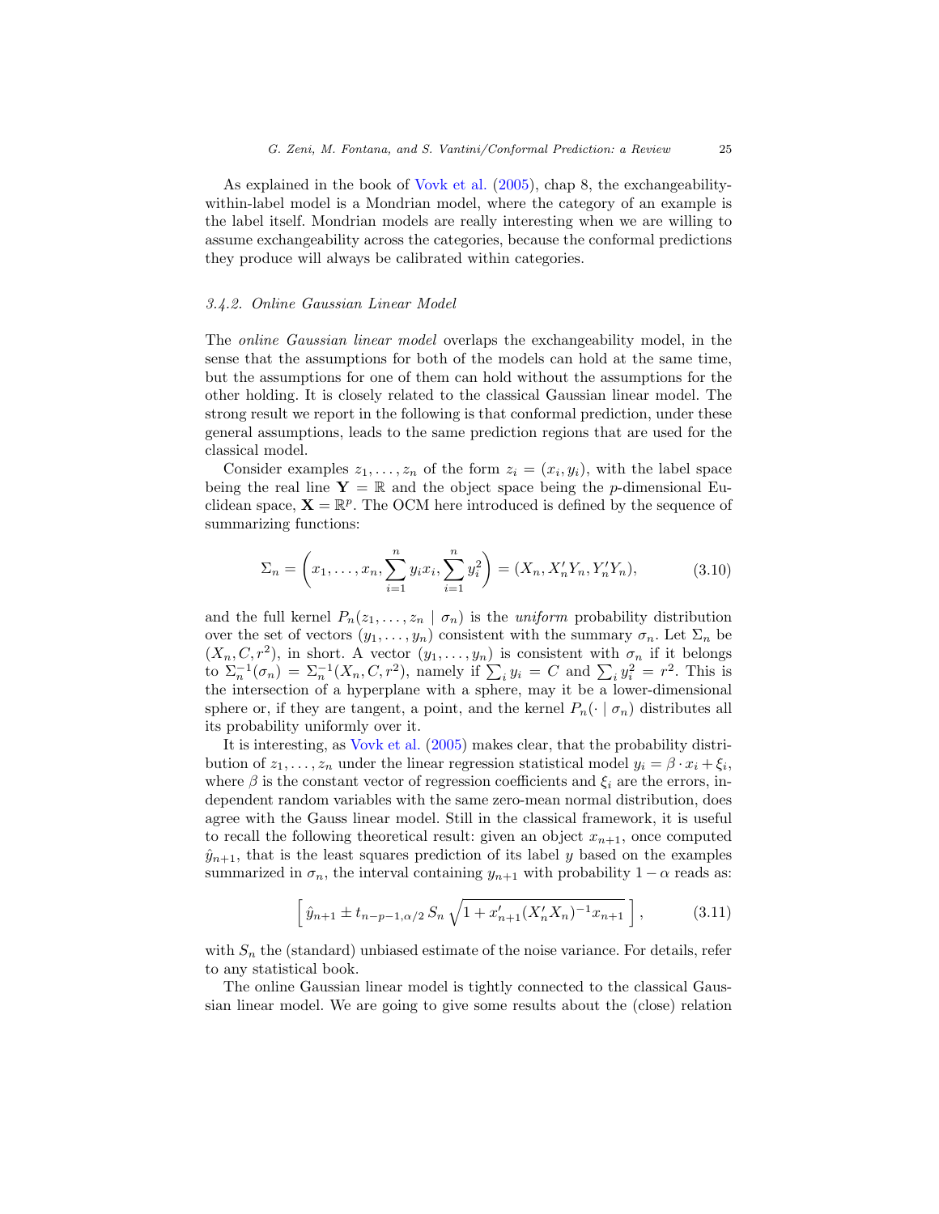As explained in the book of Vovk et al. (2005), chap 8, the exchangeability-within-label model is a Mondrian model, where the category of an example is the label itself. Mondrian models are really interesting when we are willing to assume exchangeability across the categories, because the conformal predictions they produce will always be calibrated within categories.

#### 3.4.2. Online Gaussian Linear Model

The *online Gaussian linear model* overlaps the exchangeability model, in the sense that the assumptions for both of the models can hold at the same time, but the assumptions for one of them can hold without the assumptions for the other holding. It is closely related to the classical Gaussian linear model. The strong result we report in the following is that conformal prediction, under these general assumptions, leads to the same prediction regions that are used for the classical model.

Consider examples $z_1, \ldots, z_n$ of the form $z_i = (x_i, y_i)$, with the label space being the real line $\mathbf{Y} = \mathbb{R}$ and the object space being the $p$-dimensional Euclidean space, $\mathbf{X} = \mathbb{R}^p$. The OCM here introduced is defined by the sequence of summarizing functions:

$$\Sigma_n = \left( x_1, \ldots, x_n, \sum_{i=1}^{n} y_i x_i, \sum_{i=1}^{n} y_i^2 \right) = (X_n, X_n' Y_n, Y_n' Y_n), \tag{3.10}$$

and the full kernel $P_n(z_1, \ldots, z_n \mid \sigma_n)$ is the *uniform* probability distribution over the set of vectors $(y_1, \ldots, y_n)$ consistent with the summary $\sigma_n$. Let $\Sigma_n$ be $(X_n, C, r^2)$, in short. A vector $(y_1, \ldots, y_n)$ is consistent with $\sigma_n$ if it belongs to $\Sigma_n^{-1}(\sigma_n) = \Sigma_n^{-1}(X_n, C, r^2)$, namely if $\sum_i y_i = C$ and $\sum_i y_i^2 = r^2$. This is the intersection of a hyperplane with a sphere, may it be a lower-dimensional sphere or, if they are tangent, a point, and the kernel $P_n(\cdot \mid \sigma_n)$ distributes all its probability uniformly over it.

It is interesting, as Vovk et al. (2005) makes clear, that the probability distribution of $z_1, \ldots, z_n$ under the linear regression statistical model $y_i = \beta \cdot x_i + \xi_i$, where $\beta$ is the constant vector of regression coefficients and $\xi_i$ are the errors, independent random variables with the same zero-mean normal distribution, does agree with the Gauss linear model. Still in the classical framework, it is useful to recall the following theoretical result: given an object $x_{n+1}$, once computed $\hat{y}_{n+1}$, that is the least squares prediction of its label $y$ based on the examples summarized in $\sigma_n$, the interval containing $y_{n+1}$ with probability $1 - \alpha$ reads as:

$$\left[ \, \hat{y}_{n+1} \pm t_{n-p-1, \alpha/2} \, S_n \sqrt{1 + x_{n+1}' (X_n' X_n)^{-1} x_{n+1}} \, \right], \tag{3.11}$$

with $S_n$ the (standard) unbiased estimate of the noise variance. For details, refer to any statistical book.

The online Gaussian linear model is tightly connected to the classical Gaussian linear model. We are going to give some results about the (close) relation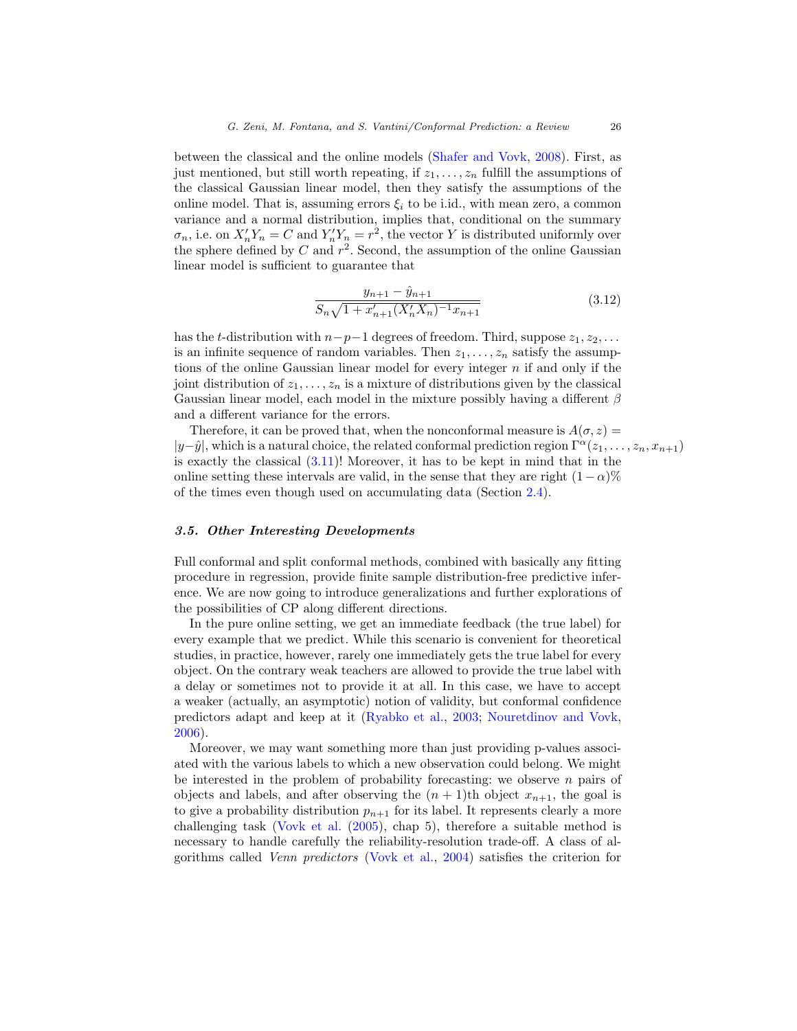between the classical and the online models (Shafer and Vovk, 2008). First, as just mentioned, but still worth repeating, if $z_1, \ldots, z_n$ fulfill the assumptions of the classical Gaussian linear model, then they satisfy the assumptions of the online model. That is, assuming errors $\xi_i$ to be i.id., with mean zero, a common variance and a normal distribution, implies that, conditional on the summary $\sigma_n$, i.e. on $X_n' Y_n = C$ and $Y_n' Y_n = r^2$, the vector $Y$ is distributed uniformly over the sphere defined by $C$ and $r^2$. Second, the assumption of the online Gaussian linear model is sufficient to guarantee that

$$\frac{y_{n+1} - \hat{y}_{n+1}}{S_n \sqrt{1 + x_{n+1}'(X_n' X_n)^{-1} x_{n+1}}} \tag{3.12}$$

has the $t$-distribution with $n-p-1$ degrees of freedom. Third, suppose $z_1, z_2, \ldots$ is an infinite sequence of random variables. Then $z_1, \ldots, z_n$ satisfy the assumptions of the online Gaussian linear model for every integer $n$ if and only if the joint distribution of $z_1, \ldots, z_n$ is a mixture of distributions given by the classical Gaussian linear model, each model in the mixture possibly having a different $\beta$ and a different variance for the errors.

Therefore, it can be proved that, when the nonconformal measure is $A(\sigma, z) = |y - \hat{y}|$, which is a natural choice, the related conformal prediction region $\Gamma^\alpha(z_1, \ldots, z_n, x_{n+1})$ is exactly the classical (3.11)! Moreover, it has to be kept in mind that in the online setting these intervals are valid, in the sense that they are right $(1-\alpha)\%$ of the times even though used on accumulating data (Section 2.4).

### 3.5. Other Interesting Developments

Full conformal and split conformal methods, combined with basically any fitting procedure in regression, provide finite sample distribution-free predictive inference. We are now going to introduce generalizations and further explorations of the possibilities of CP along different directions.

In the pure online setting, we get an immediate feedback (the true label) for every example that we predict. While this scenario is convenient for theoretical studies, in practice, however, rarely one immediately gets the true label for every object. On the contrary weak teachers are allowed to provide the true label with a delay or sometimes not to provide it at all. In this case, we have to accept a weaker (actually, an asymptotic) notion of validity, but conformal confidence predictors adapt and keep at it (Ryabko et al., 2003; Nouretdinov and Vovk, 2006).

Moreover, we may want something more than just providing p-values associated with the various labels to which a new observation could belong. We might be interested in the problem of probability forecasting: we observe $n$ pairs of objects and labels, and after observing the $(n+1)$th object $x_{n+1}$, the goal is to give a probability distribution $p_{n+1}$ for its label. It represents clearly a more challenging task (Vovk et al. (2005), chap 5), therefore a suitable method is necessary to handle carefully the reliability-resolution trade-off. A class of algorithms called *Venn predictors* (Vovk et al., 2004) satisfies the criterion for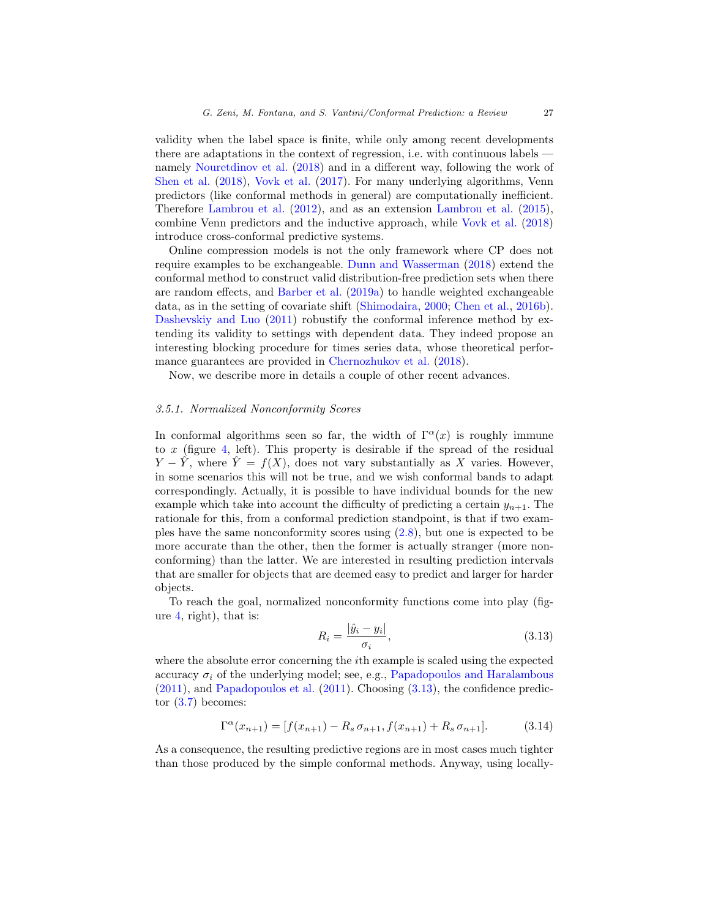validity when the label space is finite, while only among recent developments there are adaptations in the context of regression, i.e. with continuous labels — namely Nouretdinov et al. (2018) and in a different way, following the work of Shen et al. (2018), Vovk et al. (2017). For many underlying algorithms, Venn predictors (like conformal methods in general) are computationally inefficient. Therefore Lambrou et al. (2012), and as an extension Lambrou et al. (2015), combine Venn predictors and the inductive approach, while Vovk et al. (2018) introduce cross-conformal predictive systems.

Online compression models is not the only framework where CP does not require examples to be exchangeable. Dunn and Wasserman (2018) extend the conformal method to construct valid distribution-free prediction sets when there are random effects, and Barber et al. (2019a) to handle weighted exchangeable data, as in the setting of covariate shift (Shimodaira, 2000; Chen et al., 2016b). Dashevskiy and Luo (2011) robustify the conformal inference method by extending its validity to settings with dependent data. They indeed propose an interesting blocking procedure for times series data, whose theoretical performance guarantees are provided in Chernozhukov et al. (2018).

Now, we describe more in details a couple of other recent advances.

### *3.5.1. Normalized Nonconformity Scores*

In conformal algorithms seen so far, the width of $\Gamma^\alpha(x)$ is roughly immune to $x$ (figure 4, left). This property is desirable if the spread of the residual $Y - \hat{Y}$, where $\hat{Y} = f(X)$, does not vary substantially as $X$ varies. However, in some scenarios this will not be true, and we wish conformal bands to adapt correspondingly. Actually, it is possible to have individual bounds for the new example which take into account the difficulty of predicting a certain $y_{n+1}$. The rationale for this, from a conformal prediction standpoint, is that if two examples have the same nonconformity scores using (2.8), but one is expected to be more accurate than the other, then the former is actually stranger (more nonconforming) than the latter. We are interested in resulting prediction intervals that are smaller for objects that are deemed easy to predict and larger for harder objects.

To reach the goal, normalized nonconformity functions come into play (figure 4, right), that is:

$$R_i = \frac{|\hat{y}_i - y_i|}{\sigma_i}, \tag{3.13}$$

where the absolute error concerning the $i$th example is scaled using the expected accuracy $\sigma_i$ of the underlying model; see, e.g., Papadopoulos and Haralambous (2011), and Papadopoulos et al. (2011). Choosing (3.13), the confidence predictor (3.7) becomes:

$$\Gamma^\alpha(x_{n+1}) = [f(x_{n+1}) - R_s\,\sigma_{n+1}, f(x_{n+1}) + R_s\,\sigma_{n+1}]. \tag{3.14}$$

As a consequence, the resulting predictive regions are in most cases much tighter than those produced by the simple conformal methods. Anyway, using locally-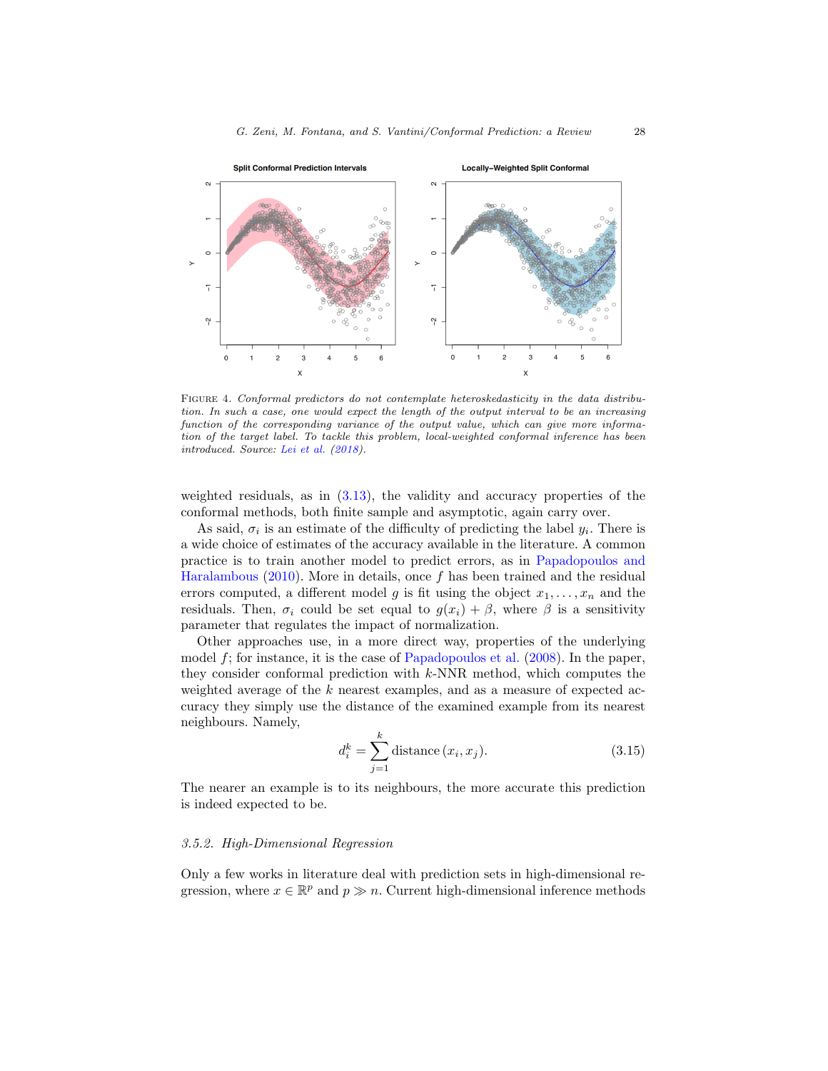Figure 4. *Conformal predictors do not contemplate heteroskedasticity in the data distribution. In such a case, one would expect the length of the output interval to be an increasing function of the corresponding variance of the output value, which can give more information of the target label. To tackle this problem, local-weighted conformal inference has been introduced. Source: Lei et al. (2018).*

weighted residuals, as in (3.13), the validity and accuracy properties of the conformal methods, both finite sample and asymptotic, again carry over.

As said, $\sigma_i$ is an estimate of the difficulty of predicting the label $y_i$. There is a wide choice of estimates of the accuracy available in the literature. A common practice is to train another model to predict errors, as in Papadopoulos and Haralambous (2010). More in details, once $f$ has been trained and the residual errors computed, a different model $g$ is fit using the object $x_1, \ldots, x_n$ and the residuals. Then, $\sigma_i$ could be set equal to $g(x_i) + \beta$, where $\beta$ is a sensitivity parameter that regulates the impact of normalization.

Other approaches use, in a more direct way, properties of the underlying model $f$; for instance, it is the case of Papadopoulos et al. (2008). In the paper, they consider conformal prediction with $k$-NNR method, which computes the weighted average of the $k$ nearest examples, and as a measure of expected accuracy they simply use the distance of the examined example from its nearest neighbours. Namely,

$$d_i^k = \sum_{j=1}^{k} \text{distance}\,(x_i, x_j). \tag{3.15}$$

The nearer an example is to its neighbours, the more accurate this prediction is indeed expected to be.

### *3.5.2. High-Dimensional Regression*

Only a few works in literature deal with prediction sets in high-dimensional regression, where $x \in \mathbb{R}^p$ and $p \gg n$. Current high-dimensional inference methods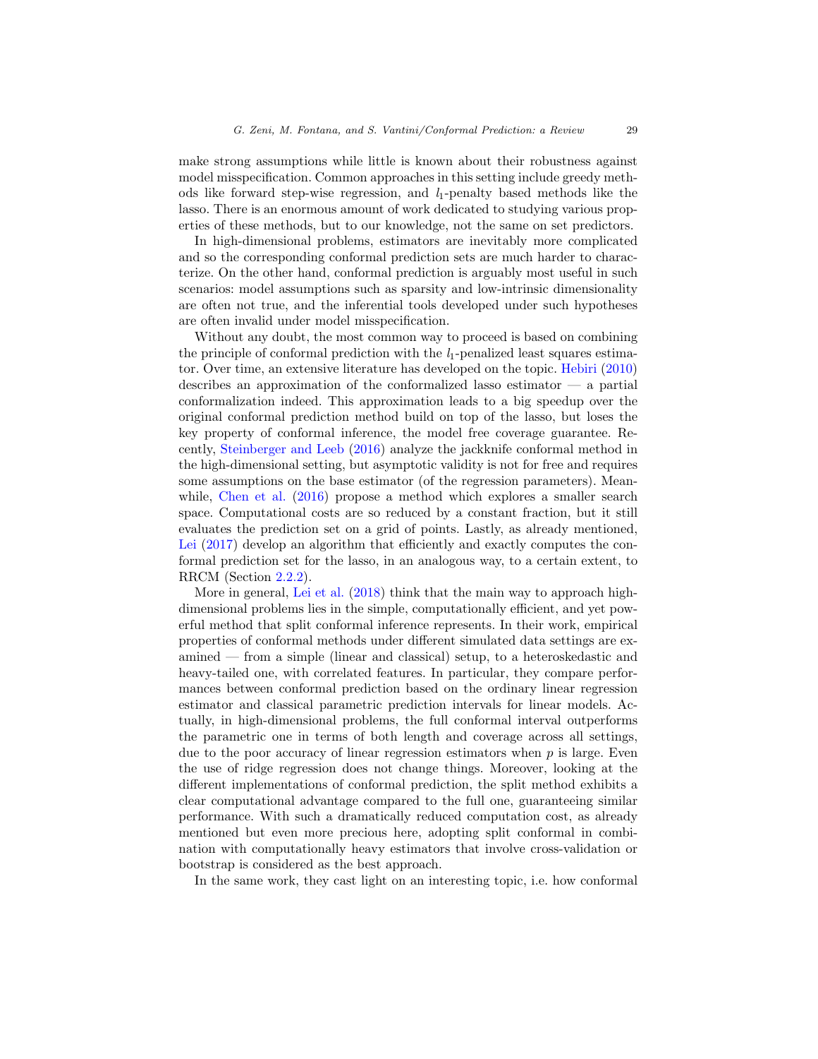make strong assumptions while little is known about their robustness against model misspecification. Common approaches in this setting include greedy methods like forward step-wise regression, and $l_1$-penalty based methods like the lasso. There is an enormous amount of work dedicated to studying various properties of these methods, but to our knowledge, not the same on set predictors.

In high-dimensional problems, estimators are inevitably more complicated and so the corresponding conformal prediction sets are much harder to characterize. On the other hand, conformal prediction is arguably most useful in such scenarios: model assumptions such as sparsity and low-intrinsic dimensionality are often not true, and the inferential tools developed under such hypotheses are often invalid under model misspecification.

Without any doubt, the most common way to proceed is based on combining the principle of conformal prediction with the $l_1$-penalized least squares estimator. Over time, an extensive literature has developed on the topic. Hebiri (2010) describes an approximation of the conformalized lasso estimator — a partial conformalization indeed. This approximation leads to a big speedup over the original conformal prediction method build on top of the lasso, but loses the key property of conformal inference, the model free coverage guarantee. Recently, Steinberger and Leeb (2016) analyze the jackknife conformal method in the high-dimensional setting, but asymptotic validity is not for free and requires some assumptions on the base estimator (of the regression parameters). Meanwhile, Chen et al. (2016) propose a method which explores a smaller search space. Computational costs are so reduced by a constant fraction, but it still evaluates the prediction set on a grid of points. Lastly, as already mentioned, Lei (2017) develop an algorithm that efficiently and exactly computes the conformal prediction set for the lasso, in an analogous way, to a certain extent, to RRCM (Section 2.2.2).

More in general, Lei et al. (2018) think that the main way to approach high-dimensional problems lies in the simple, computationally efficient, and yet powerful method that split conformal inference represents. In their work, empirical properties of conformal methods under different simulated data settings are examined — from a simple (linear and classical) setup, to a heteroskedastic and heavy-tailed one, with correlated features. In particular, they compare performances between conformal prediction based on the ordinary linear regression estimator and classical parametric prediction intervals for linear models. Actually, in high-dimensional problems, the full conformal interval outperforms the parametric one in terms of both length and coverage across all settings, due to the poor accuracy of linear regression estimators when $p$ is large. Even the use of ridge regression does not change things. Moreover, looking at the different implementations of conformal prediction, the split method exhibits a clear computational advantage compared to the full one, guaranteeing similar performance. With such a dramatically reduced computation cost, as already mentioned but even more precious here, adopting split conformal in combination with computationally heavy estimators that involve cross-validation or bootstrap is considered as the best approach.

In the same work, they cast light on an interesting topic, i.e. how conformal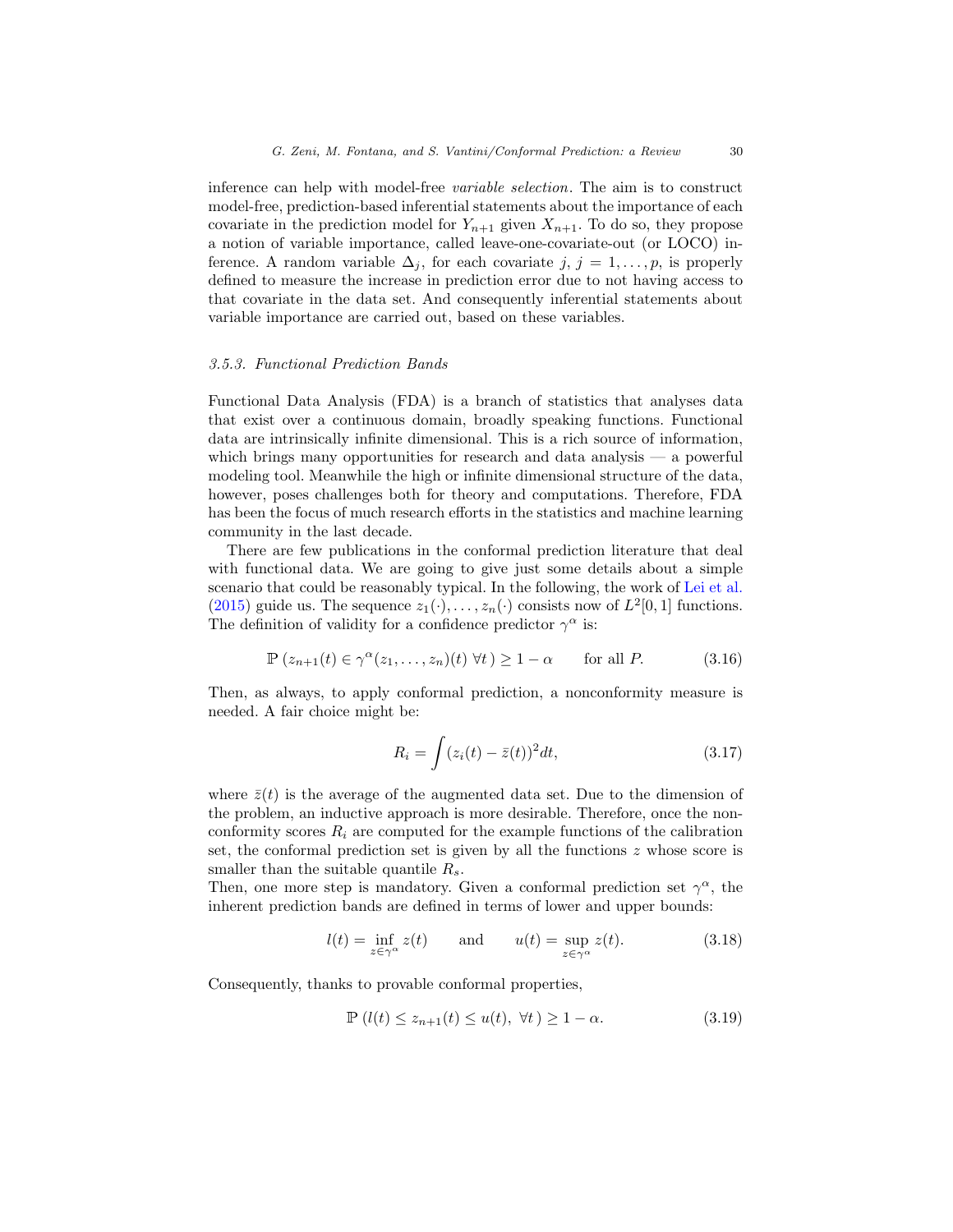inference can help with model-free *variable selection*. The aim is to construct model-free, prediction-based inferential statements about the importance of each covariate in the prediction model for $Y_{n+1}$ given $X_{n+1}$. To do so, they propose a notion of variable importance, called leave-one-covariate-out (or LOCO) inference. A random variable $\Delta_j$, for each covariate $j$, $j = 1, \dots, p$, is properly defined to measure the increase in prediction error due to not having access to that covariate in the data set. And consequently inferential statements about variable importance are carried out, based on these variables.

### *3.5.3. Functional Prediction Bands*

Functional Data Analysis (FDA) is a branch of statistics that analyses data that exist over a continuous domain, broadly speaking functions. Functional data are intrinsically infinite dimensional. This is a rich source of information, which brings many opportunities for research and data analysis — a powerful modeling tool. Meanwhile the high or infinite dimensional structure of the data, however, poses challenges both for theory and computations. Therefore, FDA has been the focus of much research efforts in the statistics and machine learning community in the last decade.

There are few publications in the conformal prediction literature that deal with functional data. We are going to give just some details about a simple scenario that could be reasonably typical. In the following, the work of Lei et al. (2015) guide us. The sequence $z_1(\cdot), \dots, z_n(\cdot)$ consists now of $L^2[0,1]$ functions. The definition of validity for a confidence predictor $\gamma^\alpha$ is:

$$\mathbb{P}\left(z_{n+1}(t) \in \gamma^\alpha(z_1, \dots, z_n)(t)\ \forall t\right) \geq 1 - \alpha \qquad \text{for all } P. \tag{3.16}$$

Then, as always, to apply conformal prediction, a nonconformity measure is needed. A fair choice might be:

$$R_i = \int (z_i(t) - \bar{z}(t))^2 dt, \tag{3.17}$$

where $\bar{z}(t)$ is the average of the augmented data set. Due to the dimension of the problem, an inductive approach is more desirable. Therefore, once the nonconformity scores $R_i$ are computed for the example functions of the calibration set, the conformal prediction set is given by all the functions $z$ whose score is smaller than the suitable quantile $R_s$.

Then, one more step is mandatory. Given a conformal prediction set $\gamma^\alpha$, the inherent prediction bands are defined in terms of lower and upper bounds:

$$l(t) = \inf_{z \in \gamma^\alpha} z(t) \qquad \text{and} \qquad u(t) = \sup_{z \in \gamma^\alpha} z(t). \tag{3.18}$$

Consequently, thanks to provable conformal properties,

$$\mathbb{P}\left(l(t) \leq z_{n+1}(t) \leq u(t),\ \forall t\right) \geq 1 - \alpha. \tag{3.19}$$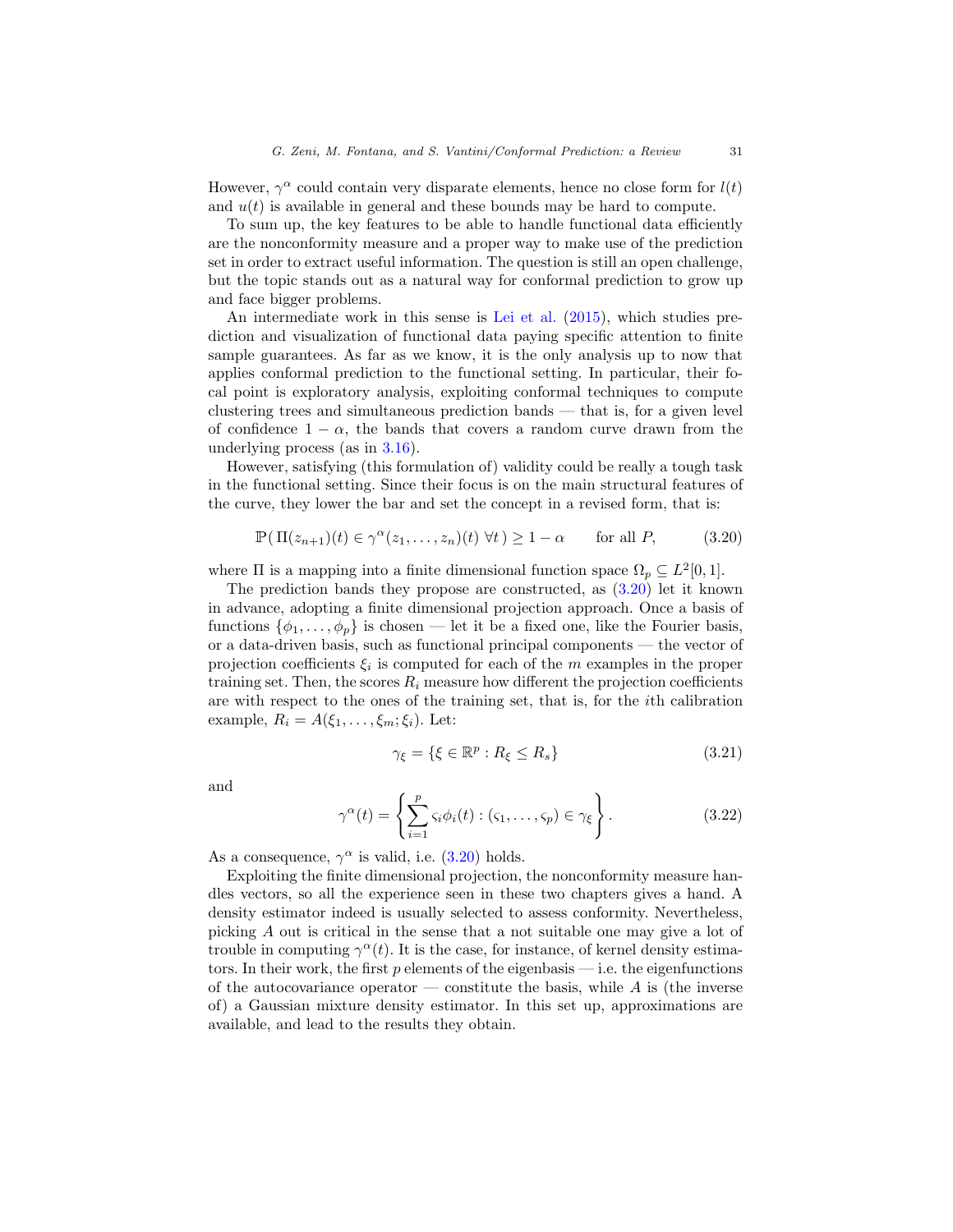However, $\gamma^\alpha$ could contain very disparate elements, hence no close form for $l(t)$ and $u(t)$ is available in general and these bounds may be hard to compute.

To sum up, the key features to be able to handle functional data efficiently are the nonconformity measure and a proper way to make use of the prediction set in order to extract useful information. The question is still an open challenge, but the topic stands out as a natural way for conformal prediction to grow up and face bigger problems.

An intermediate work in this sense is Lei et al. (2015), which studies prediction and visualization of functional data paying specific attention to finite sample guarantees. As far as we know, it is the only analysis up to now that applies conformal prediction to the functional setting. In particular, their focal point is exploratory analysis, exploiting conformal techniques to compute clustering trees and simultaneous prediction bands — that is, for a given level of confidence $1 - \alpha$, the bands that covers a random curve drawn from the underlying process (as in 3.16).

However, satisfying (this formulation of) validity could be really a tough task in the functional setting. Since their focus is on the main structural features of the curve, they lower the bar and set the concept in a revised form, that is:

$$\mathbb{P}(\,\Pi(z_{n+1})(t) \in \gamma^\alpha(z_1, \ldots, z_n)(t)\ \forall t\,) \geq 1 - \alpha \qquad \text{for all } P, \tag{3.20}$$

where $\Pi$ is a mapping into a finite dimensional function space $\Omega_p \subseteq L^2[0,1]$.

The prediction bands they propose are constructed, as (3.20) let it known in advance, adopting a finite dimensional projection approach. Once a basis of functions $\{\phi_1, \ldots, \phi_p\}$ is chosen — let it be a fixed one, like the Fourier basis, or a data-driven basis, such as functional principal components — the vector of projection coefficients $\xi_i$ is computed for each of the $m$ examples in the proper training set. Then, the scores $R_i$ measure how different the projection coefficients are with respect to the ones of the training set, that is, for the $i$th calibration example, $R_i = A(\xi_1, \ldots, \xi_m; \xi_i)$. Let:

$$\gamma_\xi = \{\xi \in \mathbb{R}^p : R_\xi \leq R_s\} \tag{3.21}$$

and

$$\gamma^\alpha(t) = \left\{ \sum_{i=1}^{p} \varsigma_i \phi_i(t) : (\varsigma_1, \ldots, \varsigma_p) \in \gamma_\xi \right\}. \tag{3.22}$$

As a consequence, $\gamma^\alpha$ is valid, i.e. (3.20) holds.

Exploiting the finite dimensional projection, the nonconformity measure handles vectors, so all the experience seen in these two chapters gives a hand. A density estimator indeed is usually selected to assess conformity. Nevertheless, picking $A$ out is critical in the sense that a not suitable one may give a lot of trouble in computing $\gamma^\alpha(t)$. It is the case, for instance, of kernel density estimators. In their work, the first $p$ elements of the eigenbasis — i.e. the eigenfunctions of the autocovariance operator — constitute the basis, while $A$ is (the inverse of) a Gaussian mixture density estimator. In this set up, approximations are available, and lead to the results they obtain.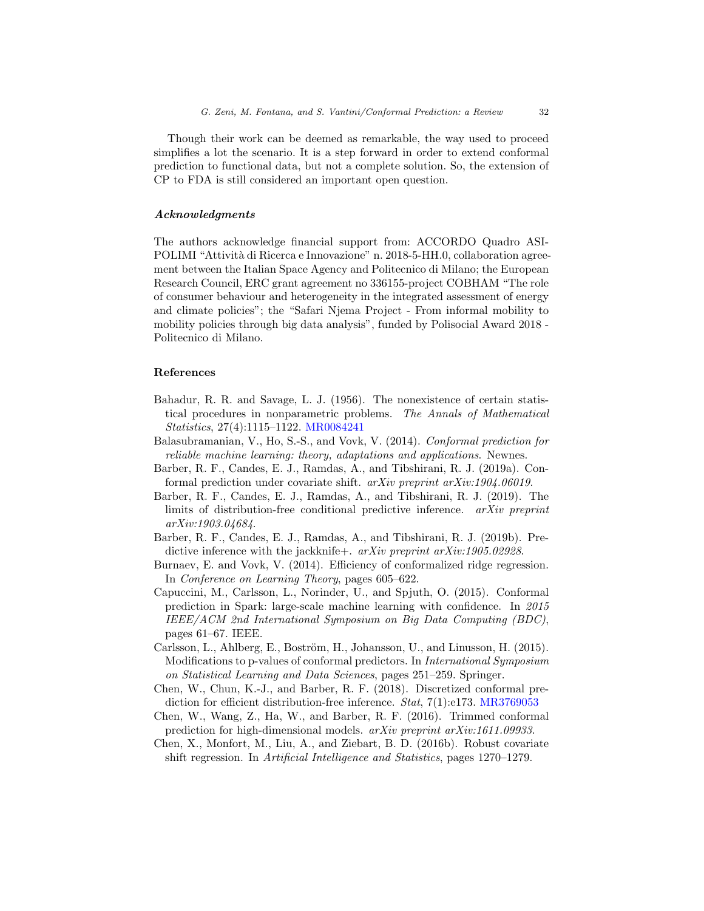Though their work can be deemed as remarkable, the way used to proceed simplifies a lot the scenario. It is a step forward in order to extend conformal prediction to functional data, but not a complete solution. So, the extension of CP to FDA is still considered an important open question.

### *Acknowledgments*

The authors acknowledge financial support from: ACCORDO Quadro ASI-POLIMI "Attività di Ricerca e Innovazione" n. 2018-5-HH.0, collaboration agreement between the Italian Space Agency and Politecnico di Milano; the European Research Council, ERC grant agreement no 336155-project COBHAM "The role of consumer behaviour and heterogeneity in the integrated assessment of energy and climate policies"; the "Safari Njema Project - From informal mobility to mobility policies through big data analysis", funded by Polisocial Award 2018 - Politecnico di Milano.

## References

Bahadur, R. R. and Savage, L. J. (1956). The nonexistence of certain statistical procedures in nonparametric problems. *The Annals of Mathematical Statistics*, 27(4):1115–1122. MR0084241

Balasubramanian, V., Ho, S.-S., and Vovk, V. (2014). *Conformal prediction for reliable machine learning: theory, adaptations and applications*. Newnes.

Barber, R. F., Candes, E. J., Ramdas, A., and Tibshirani, R. J. (2019a). Conformal prediction under covariate shift. *arXiv preprint arXiv:1904.06019*.

Barber, R. F., Candes, E. J., Ramdas, A., and Tibshirani, R. J. (2019). The limits of distribution-free conditional predictive inference. *arXiv preprint arXiv:1903.04684*.

Barber, R. F., Candes, E. J., Ramdas, A., and Tibshirani, R. J. (2019b). Predictive inference with the jackknife+. *arXiv preprint arXiv:1905.02928*.

Burnaev, E. and Vovk, V. (2014). Efficiency of conformalized ridge regression. In *Conference on Learning Theory*, pages 605–622.

Capuccini, M., Carlsson, L., Norinder, U., and Spjuth, O. (2015). Conformal prediction in Spark: large-scale machine learning with confidence. In *2015 IEEE/ACM 2nd International Symposium on Big Data Computing (BDC)*, pages 61–67. IEEE.

Carlsson, L., Ahlberg, E., Boström, H., Johansson, U., and Linusson, H. (2015). Modifications to p-values of conformal predictors. In *International Symposium on Statistical Learning and Data Sciences*, pages 251–259. Springer.

Chen, W., Chun, K.-J., and Barber, R. F. (2018). Discretized conformal prediction for efficient distribution-free inference. *Stat*, 7(1):e173. MR3769053

Chen, W., Wang, Z., Ha, W., and Barber, R. F. (2016). Trimmed conformal prediction for high-dimensional models. *arXiv preprint arXiv:1611.09933*.

Chen, X., Monfort, M., Liu, A., and Ziebart, B. D. (2016b). Robust covariate shift regression. In *Artificial Intelligence and Statistics*, pages 1270–1279.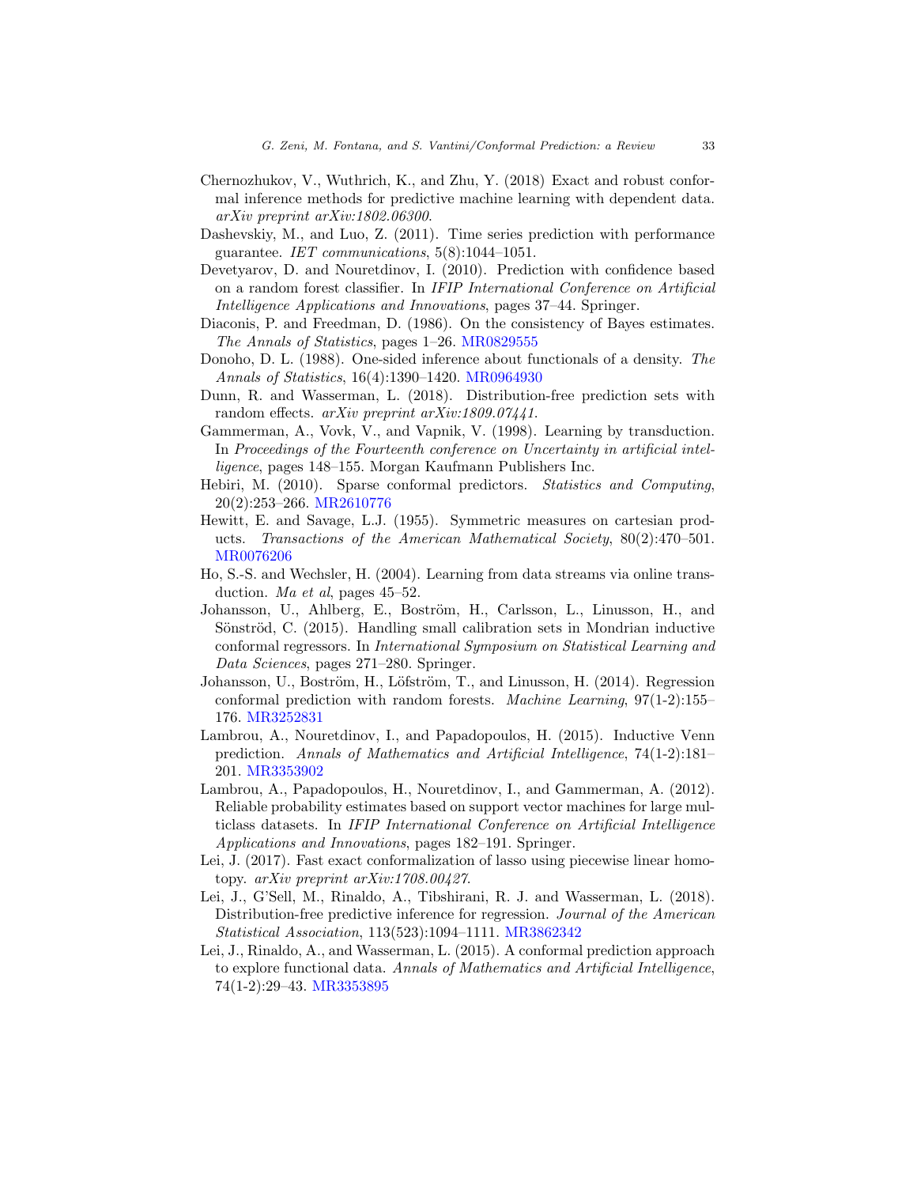Chernozhukov, V., Wuthrich, K., and Zhu, Y. (2018) Exact and robust conformal inference methods for predictive machine learning with dependent data. *arXiv preprint arXiv:1802.06300*.

Dashevskiy, M., and Luo, Z. (2011). Time series prediction with performance guarantee. *IET communications*, 5(8):1044–1051.

Devetyarov, D. and Nouretdinov, I. (2010). Prediction with confidence based on a random forest classifier. In *IFIP International Conference on Artificial Intelligence Applications and Innovations*, pages 37–44. Springer.

Diaconis, P. and Freedman, D. (1986). On the consistency of Bayes estimates. *The Annals of Statistics*, pages 1–26. MR0829555

Donoho, D. L. (1988). One-sided inference about functionals of a density. *The Annals of Statistics*, 16(4):1390–1420. MR0964930

Dunn, R. and Wasserman, L. (2018). Distribution-free prediction sets with random effects. *arXiv preprint arXiv:1809.07441*.

Gammerman, A., Vovk, V., and Vapnik, V. (1998). Learning by transduction. In *Proceedings of the Fourteenth conference on Uncertainty in artificial intelligence*, pages 148–155. Morgan Kaufmann Publishers Inc.

Hebiri, M. (2010). Sparse conformal predictors. *Statistics and Computing*, 20(2):253–266. MR2610776

Hewitt, E. and Savage, L.J. (1955). Symmetric measures on cartesian products. *Transactions of the American Mathematical Society*, 80(2):470–501. MR0076206

Ho, S.-S. and Wechsler, H. (2004). Learning from data streams via online transduction. *Ma et al*, pages 45–52.

Johansson, U., Ahlberg, E., Boström, H., Carlsson, L., Linusson, H., and Sönströd, C. (2015). Handling small calibration sets in Mondrian inductive conformal regressors. In *International Symposium on Statistical Learning and Data Sciences*, pages 271–280. Springer.

Johansson, U., Boström, H., Löfström, T., and Linusson, H. (2014). Regression conformal prediction with random forests. *Machine Learning*, 97(1-2):155–176. MR3252831

Lambrou, A., Nouretdinov, I., and Papadopoulos, H. (2015). Inductive Venn prediction. *Annals of Mathematics and Artificial Intelligence*, 74(1-2):181–201. MR3353902

Lambrou, A., Papadopoulos, H., Nouretdinov, I., and Gammerman, A. (2012). Reliable probability estimates based on support vector machines for large multiclass datasets. In *IFIP International Conference on Artificial Intelligence Applications and Innovations*, pages 182–191. Springer.

Lei, J. (2017). Fast exact conformalization of lasso using piecewise linear homotopy. *arXiv preprint arXiv:1708.00427*.

Lei, J., G'Sell, M., Rinaldo, A., Tibshirani, R. J. and Wasserman, L. (2018). Distribution-free predictive inference for regression. *Journal of the American Statistical Association*, 113(523):1094–1111. MR3862342

Lei, J., Rinaldo, A., and Wasserman, L. (2015). A conformal prediction approach to explore functional data. *Annals of Mathematics and Artificial Intelligence*, 74(1-2):29–43. MR3353895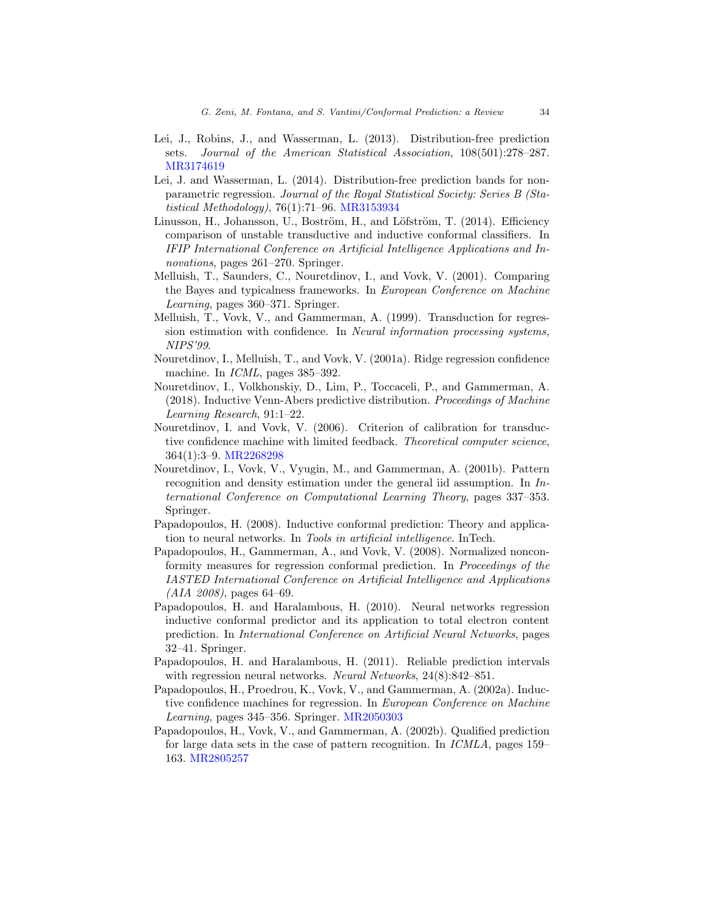Lei, J., Robins, J., and Wasserman, L. (2013). Distribution-free prediction sets. *Journal of the American Statistical Association*, 108(501):278–287. MR3174619

Lei, J. and Wasserman, L. (2014). Distribution-free prediction bands for nonparametric regression. *Journal of the Royal Statistical Society: Series B (Statistical Methodology)*, 76(1):71–96. MR3153934

Linusson, H., Johansson, U., Boström, H., and Löfström, T. (2014). Efficiency comparison of unstable transductive and inductive conformal classifiers. In *IFIP International Conference on Artificial Intelligence Applications and Innovations*, pages 261–270. Springer.

Melluish, T., Saunders, C., Nouretdinov, I., and Vovk, V. (2001). Comparing the Bayes and typicalness frameworks. In *European Conference on Machine Learning*, pages 360–371. Springer.

Melluish, T., Vovk, V., and Gammerman, A. (1999). Transduction for regression estimation with confidence. In *Neural information processing systems, NIPS'99*.

Nouretdinov, I., Melluish, T., and Vovk, V. (2001a). Ridge regression confidence machine. In *ICML*, pages 385–392.

Nouretdinov, I., Volkhonskiy, D., Lim, P., Toccaceli, P., and Gammerman, A. (2018). Inductive Venn-Abers predictive distribution. *Proceedings of Machine Learning Research*, 91:1–22.

Nouretdinov, I. and Vovk, V. (2006). Criterion of calibration for transductive confidence machine with limited feedback. *Theoretical computer science*, 364(1):3–9. MR2268298

Nouretdinov, I., Vovk, V., Vyugin, M., and Gammerman, A. (2001b). Pattern recognition and density estimation under the general iid assumption. In *International Conference on Computational Learning Theory*, pages 337–353. Springer.

Papadopoulos, H. (2008). Inductive conformal prediction: Theory and application to neural networks. In *Tools in artificial intelligence*. InTech.

Papadopoulos, H., Gammerman, A., and Vovk, V. (2008). Normalized nonconformity measures for regression conformal prediction. In *Proceedings of the IASTED International Conference on Artificial Intelligence and Applications (AIA 2008)*, pages 64–69.

Papadopoulos, H. and Haralambous, H. (2010). Neural networks regression inductive conformal predictor and its application to total electron content prediction. In *International Conference on Artificial Neural Networks*, pages 32–41. Springer.

Papadopoulos, H. and Haralambous, H. (2011). Reliable prediction intervals with regression neural networks. *Neural Networks*, 24(8):842–851.

Papadopoulos, H., Proedrou, K., Vovk, V., and Gammerman, A. (2002a). Inductive confidence machines for regression. In *European Conference on Machine Learning*, pages 345–356. Springer. MR2050303

Papadopoulos, H., Vovk, V., and Gammerman, A. (2002b). Qualified prediction for large data sets in the case of pattern recognition. In *ICMLA*, pages 159–163. MR2805257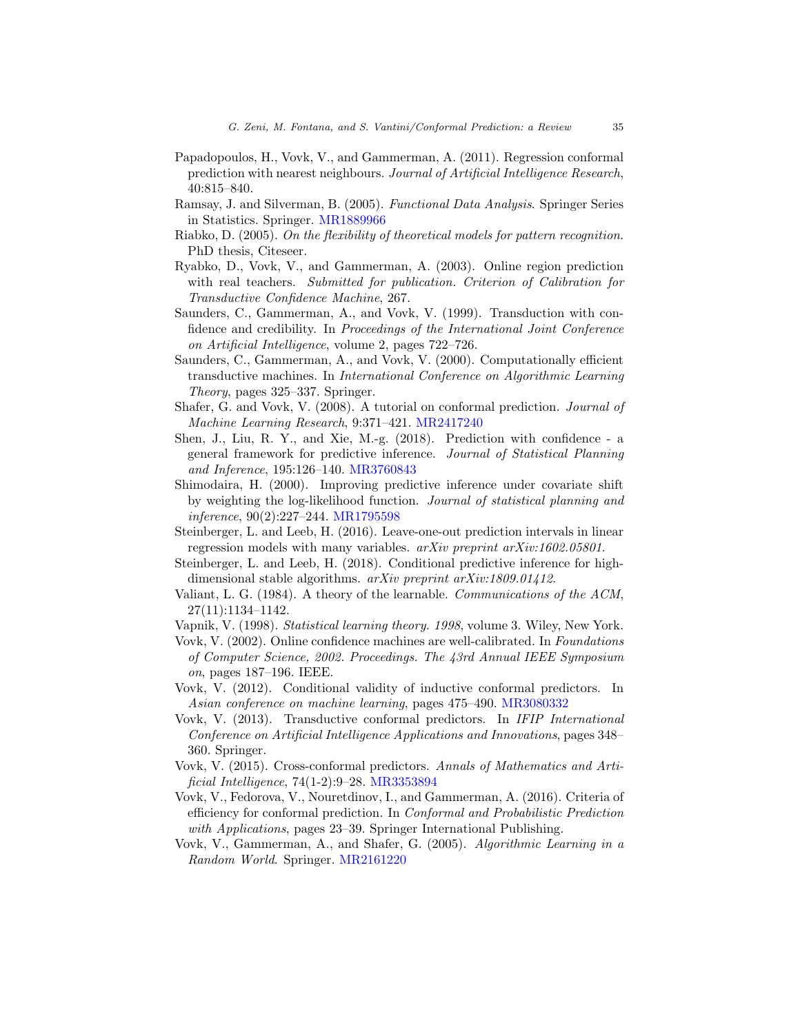Papadopoulos, H., Vovk, V., and Gammerman, A. (2011). Regression conformal prediction with nearest neighbours. *Journal of Artificial Intelligence Research*, 40:815–840.

Ramsay, J. and Silverman, B. (2005). *Functional Data Analysis*. Springer Series in Statistics. Springer. MR1889966

Riabko, D. (2005). *On the flexibility of theoretical models for pattern recognition*. PhD thesis, Citeseer.

Ryabko, D., Vovk, V., and Gammerman, A. (2003). Online region prediction with real teachers. *Submitted for publication. Criterion of Calibration for Transductive Confidence Machine*, 267.

Saunders, C., Gammerman, A., and Vovk, V. (1999). Transduction with confidence and credibility. In *Proceedings of the International Joint Conference on Artificial Intelligence*, volume 2, pages 722–726.

Saunders, C., Gammerman, A., and Vovk, V. (2000). Computationally efficient transductive machines. In *International Conference on Algorithmic Learning Theory*, pages 325–337. Springer.

Shafer, G. and Vovk, V. (2008). A tutorial on conformal prediction. *Journal of Machine Learning Research*, 9:371–421. MR2417240

Shen, J., Liu, R. Y., and Xie, M.-g. (2018). Prediction with confidence - a general framework for predictive inference. *Journal of Statistical Planning and Inference*, 195:126–140. MR3760843

Shimodaira, H. (2000). Improving predictive inference under covariate shift by weighting the log-likelihood function. *Journal of statistical planning and inference*, 90(2):227–244. MR1795598

Steinberger, L. and Leeb, H. (2016). Leave-one-out prediction intervals in linear regression models with many variables. *arXiv preprint arXiv:1602.05801*.

Steinberger, L. and Leeb, H. (2018). Conditional predictive inference for high-dimensional stable algorithms. *arXiv preprint arXiv:1809.01412*.

Valiant, L. G. (1984). A theory of the learnable. *Communications of the ACM*, 27(11):1134–1142.

Vapnik, V. (1998). *Statistical learning theory. 1998*, volume 3. Wiley, New York.

Vovk, V. (2002). Online confidence machines are well-calibrated. In *Foundations of Computer Science, 2002. Proceedings. The 43rd Annual IEEE Symposium on*, pages 187–196. IEEE.

Vovk, V. (2012). Conditional validity of inductive conformal predictors. In *Asian conference on machine learning*, pages 475–490. MR3080332

Vovk, V. (2013). Transductive conformal predictors. In *IFIP International Conference on Artificial Intelligence Applications and Innovations*, pages 348–360. Springer.

Vovk, V. (2015). Cross-conformal predictors. *Annals of Mathematics and Artificial Intelligence*, 74(1-2):9–28. MR3353894

Vovk, V., Fedorova, V., Nouretdinov, I., and Gammerman, A. (2016). Criteria of efficiency for conformal prediction. In *Conformal and Probabilistic Prediction with Applications*, pages 23–39. Springer International Publishing.

Vovk, V., Gammerman, A., and Shafer, G. (2005). *Algorithmic Learning in a Random World*. Springer. MR2161220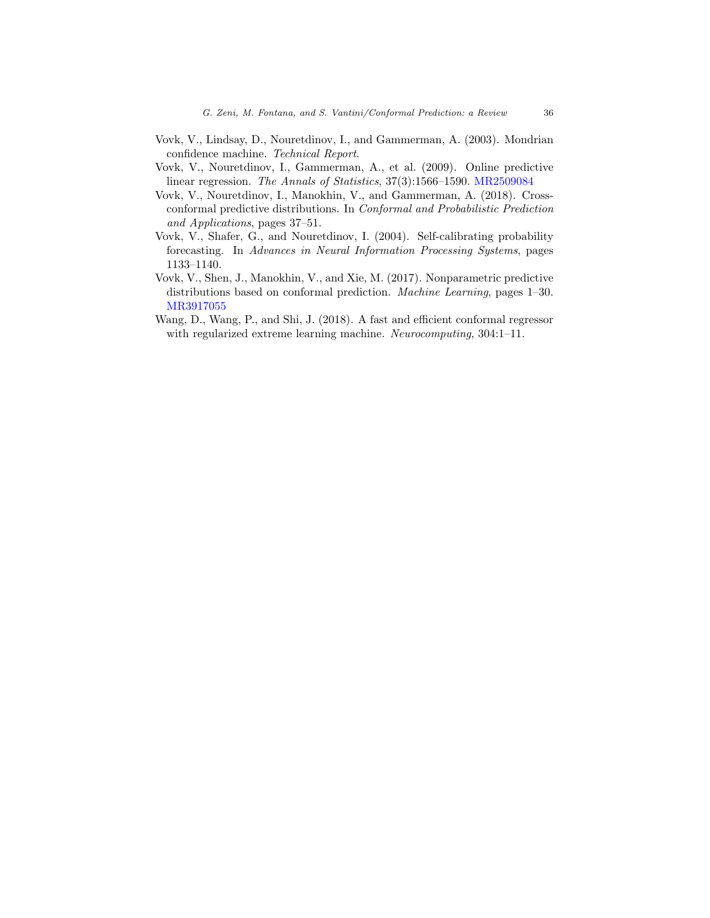Vovk, V., Lindsay, D., Nouretdinov, I., and Gammerman, A. (2003). Mondrian confidence machine. *Technical Report*.

Vovk, V., Nouretdinov, I., Gammerman, A., et al. (2009). Online predictive linear regression. *The Annals of Statistics*, 37(3):1566–1590. MR2509084

Vovk, V., Nouretdinov, I., Manokhin, V., and Gammerman, A. (2018). Cross-conformal predictive distributions. In *Conformal and Probabilistic Prediction and Applications*, pages 37–51.

Vovk, V., Shafer, G., and Nouretdinov, I. (2004). Self-calibrating probability forecasting. In *Advances in Neural Information Processing Systems*, pages 1133–1140.

Vovk, V., Shen, J., Manokhin, V., and Xie, M. (2017). Nonparametric predictive distributions based on conformal prediction. *Machine Learning*, pages 1–30. MR3917055

Wang, D., Wang, P., and Shi, J. (2018). A fast and efficient conformal regressor with regularized extreme learning machine. *Neurocomputing*, 304:1–11.